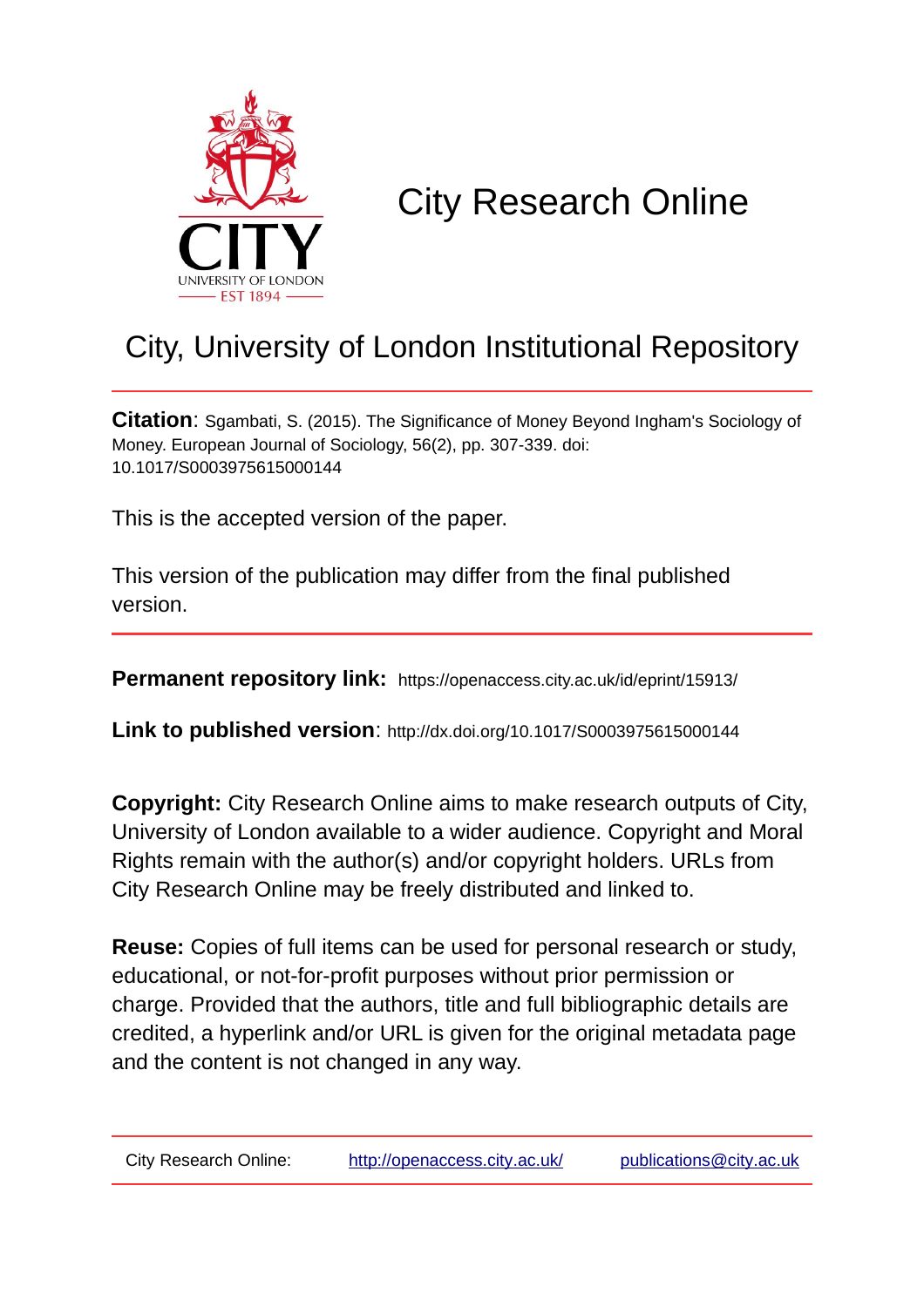# City Research Online

## City, University of London Institutional Repository

**Citation**: Sgambati, S. (2015). The Significance of Money Beyond Ingham's Sociology of Money. European Journal of Sociology, 56(2), pp. 307-339. doi: 10.1017/S0003975615000144

This is the accepted version of the paper.

This version of the publication may differ from the final published version.

**Permanent repository link:** https://openaccess.city.ac.uk/id/eprint/15913/

**Link to published version**: http://dx.doi.org/10.1017/S0003975615000144

**Copyright:** City Research Online aims to make research outputs of City, University of London available to a wider audience. Copyright and Moral Rights remain with the author(s) and/or copyright holders. URLs from City Research Online may be freely distributed and linked to.

**Reuse:** Copies of full items can be used for personal research or study, educational, or not-for-profit purposes without prior permission or charge. Provided that the authors, title and full bibliographic details are credited, a hyperlink and/or URL is given for the original metadata page and the content is not changed in any way.

City Research Online: http://openaccess.city.ac.uk/ publications@city.ac.uk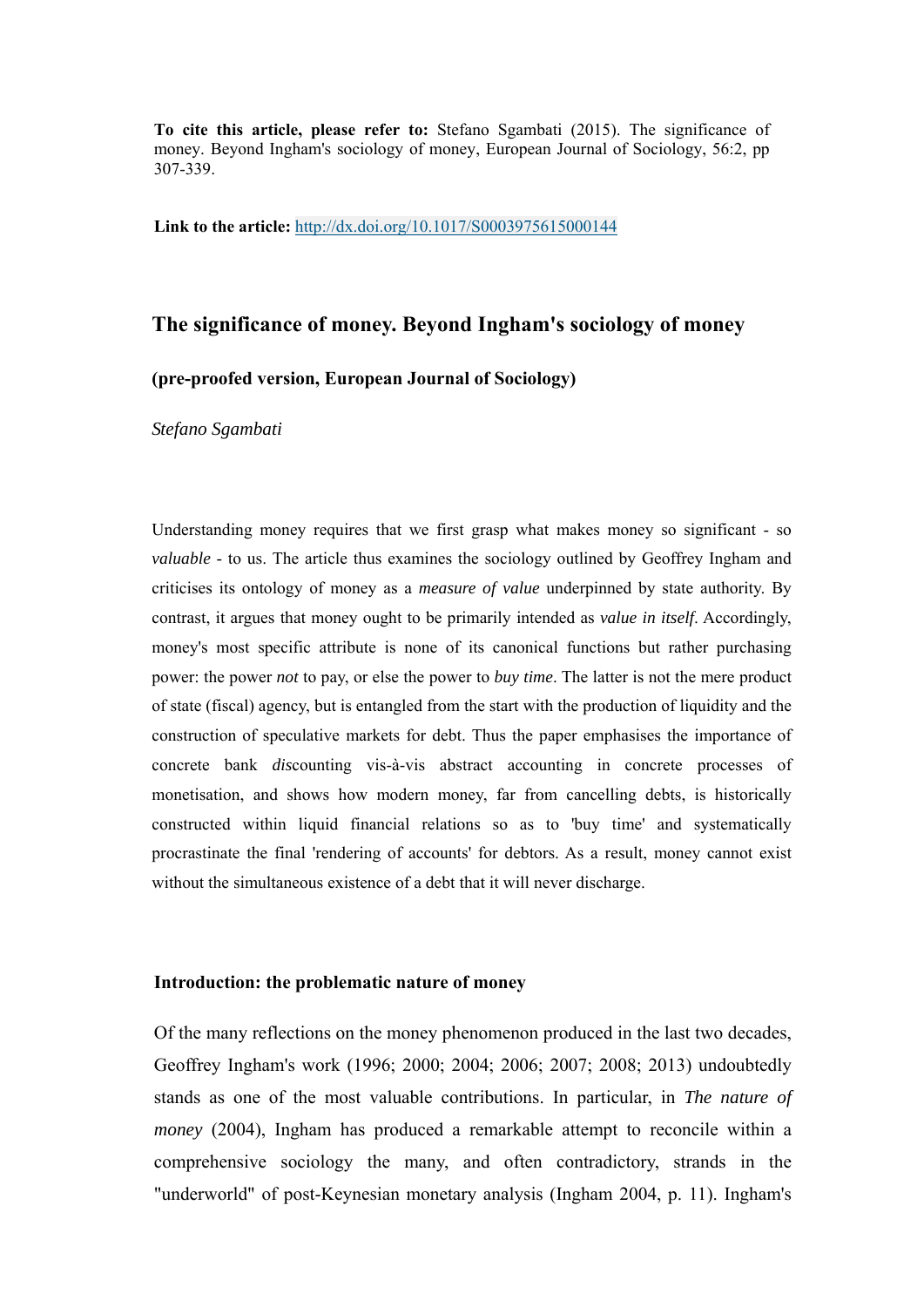**To cite this article, please refer to:** Stefano Sgambati (2015). The significance of money. Beyond Ingham's sociology of money, European Journal of Sociology, 56:2, pp 307-339.

**Link to the article:** http://dx.doi.org/10.1017/S0003975615000144

# The significance of money. Beyond Ingham's sociology of money

### (pre-proofed version, European Journal of Sociology)

*Stefano Sgambati*

Understanding money requires that we first grasp what makes money so significant - so *valuable* - to us. The article thus examines the sociology outlined by Geoffrey Ingham and criticises its ontology of money as a *measure of value* underpinned by state authority. By contrast, it argues that money ought to be primarily intended as *value in itself*. Accordingly, money's most specific attribute is none of its canonical functions but rather purchasing power: the power *not* to pay, or else the power to *buy time*. The latter is not the mere product of state (fiscal) agency, but is entangled from the start with the production of liquidity and the construction of speculative markets for debt. Thus the paper emphasises the importance of concrete bank *dis*counting vis-à-vis abstract accounting in concrete processes of monetisation, and shows how modern money, far from cancelling debts, is historically constructed within liquid financial relations so as to 'buy time' and systematically procrastinate the final 'rendering of accounts' for debtors. As a result, money cannot exist without the simultaneous existence of a debt that it will never discharge.

## Introduction: the problematic nature of money

Of the many reflections on the money phenomenon produced in the last two decades, Geoffrey Ingham's work (1996; 2000; 2004; 2006; 2007; 2008; 2013) undoubtedly stands as one of the most valuable contributions. In particular, in *The nature of money* (2004), Ingham has produced a remarkable attempt to reconcile within a comprehensive sociology the many, and often contradictory, strands in the "underworld" of post-Keynesian monetary analysis (Ingham 2004, p. 11). Ingham's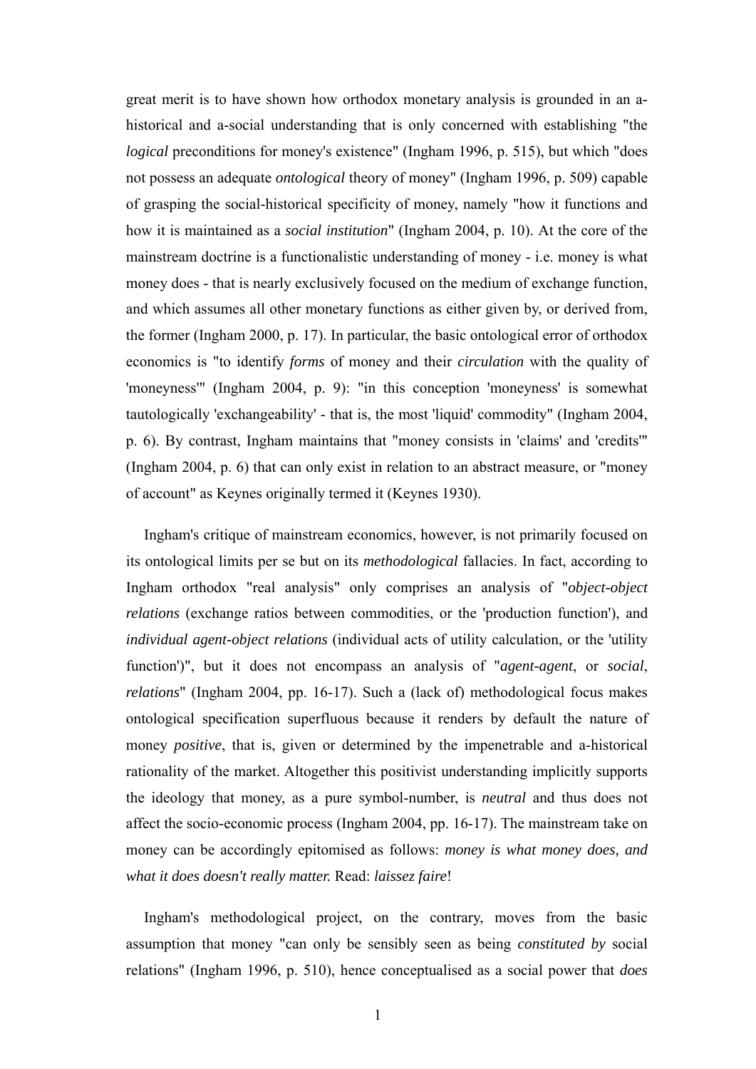great merit is to have shown how orthodox monetary analysis is grounded in an a-historical and a-social understanding that is only concerned with establishing "the *logical* preconditions for money's existence" (Ingham 1996, p. 515), but which "does not possess an adequate *ontological* theory of money" (Ingham 1996, p. 509) capable of grasping the social-historical specificity of money, namely "how it functions and how it is maintained as a *social institution*" (Ingham 2004, p. 10). At the core of the mainstream doctrine is a functionalistic understanding of money - i.e. money is what money does - that is nearly exclusively focused on the medium of exchange function, and which assumes all other monetary functions as either given by, or derived from, the former (Ingham 2000, p. 17). In particular, the basic ontological error of orthodox economics is "to identify *forms* of money and their *circulation* with the quality of 'moneyness'" (Ingham 2004, p. 9): "in this conception 'moneyness' is somewhat tautologically 'exchangeability' - that is, the most 'liquid' commodity" (Ingham 2004, p. 6). By contrast, Ingham maintains that "money consists in 'claims' and 'credits'" (Ingham 2004, p. 6) that can only exist in relation to an abstract measure, or "money of account" as Keynes originally termed it (Keynes 1930).

Ingham's critique of mainstream economics, however, is not primarily focused on its ontological limits per se but on its *methodological* fallacies. In fact, according to Ingham orthodox "real analysis" only comprises an analysis of "*object-object relations* (exchange ratios between commodities, or the 'production function'), and *individual agent-object relations* (individual acts of utility calculation, or the 'utility function')", but it does not encompass an analysis of "*agent-agent*, or *social*, *relations*" (Ingham 2004, pp. 16-17). Such a (lack of) methodological focus makes ontological specification superfluous because it renders by default the nature of money *positive*, that is, given or determined by the impenetrable and a-historical rationality of the market. Altogether this positivist understanding implicitly supports the ideology that money, as a pure symbol-number, is *neutral* and thus does not affect the socio-economic process (Ingham 2004, pp. 16-17). The mainstream take on money can be accordingly epitomised as follows: *money is what money does, and what it does doesn't really matter.* Read: *laissez faire*!

Ingham's methodological project, on the contrary, moves from the basic assumption that money "can only be sensibly seen as being *constituted by* social relations" (Ingham 1996, p. 510), hence conceptualised as a social power that *does*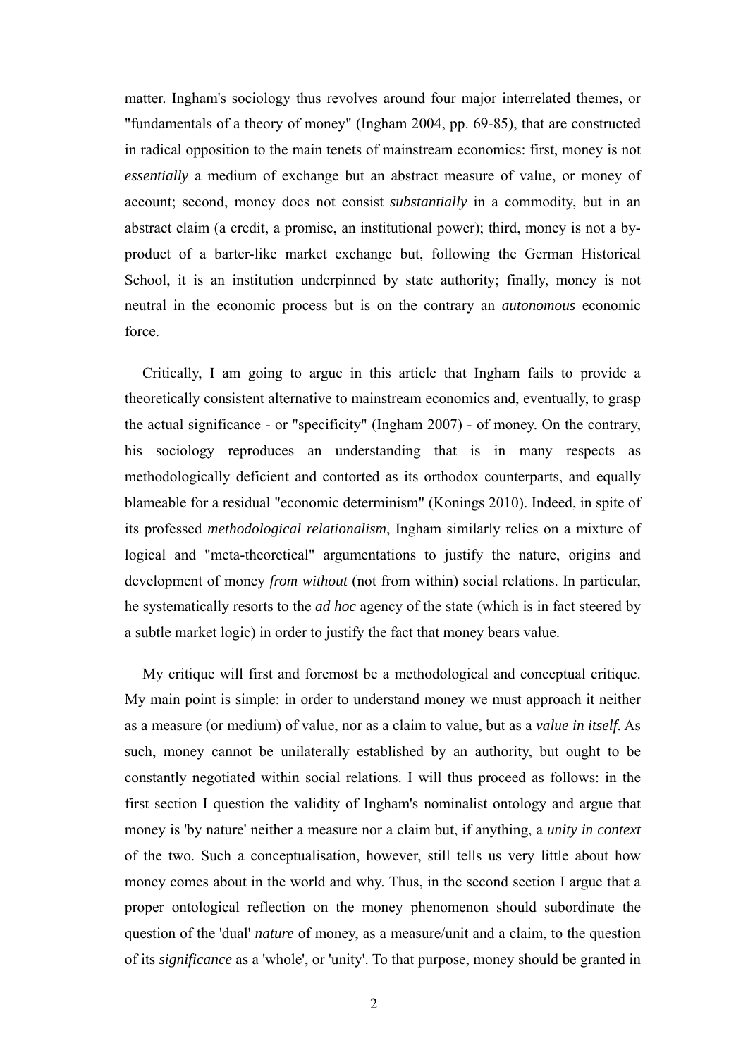matter. Ingham's sociology thus revolves around four major interrelated themes, or "fundamentals of a theory of money" (Ingham 2004, pp. 69-85), that are constructed in radical opposition to the main tenets of mainstream economics: first, money is not *essentially* a medium of exchange but an abstract measure of value, or money of account; second, money does not consist *substantially* in a commodity, but in an abstract claim (a credit, a promise, an institutional power); third, money is not a by-product of a barter-like market exchange but, following the German Historical School, it is an institution underpinned by state authority; finally, money is not neutral in the economic process but is on the contrary an *autonomous* economic force.

Critically, I am going to argue in this article that Ingham fails to provide a theoretically consistent alternative to mainstream economics and, eventually, to grasp the actual significance - or "specificity" (Ingham 2007) - of money. On the contrary, his sociology reproduces an understanding that is in many respects as methodologically deficient and contorted as its orthodox counterparts, and equally blameable for a residual "economic determinism" (Konings 2010). Indeed, in spite of its professed *methodological relationalism*, Ingham similarly relies on a mixture of logical and "meta-theoretical" argumentations to justify the nature, origins and development of money *from without* (not from within) social relations. In particular, he systematically resorts to the *ad hoc* agency of the state (which is in fact steered by a subtle market logic) in order to justify the fact that money bears value.

My critique will first and foremost be a methodological and conceptual critique. My main point is simple: in order to understand money we must approach it neither as a measure (or medium) of value, nor as a claim to value, but as a *value in itself*. As such, money cannot be unilaterally established by an authority, but ought to be constantly negotiated within social relations. I will thus proceed as follows: in the first section I question the validity of Ingham's nominalist ontology and argue that money is 'by nature' neither a measure nor a claim but, if anything, a *unity in context* of the two. Such a conceptualisation, however, still tells us very little about how money comes about in the world and why. Thus, in the second section I argue that a proper ontological reflection on the money phenomenon should subordinate the question of the 'dual' *nature* of money, as a measure/unit and a claim, to the question of its *significance* as a 'whole', or 'unity'. To that purpose, money should be granted in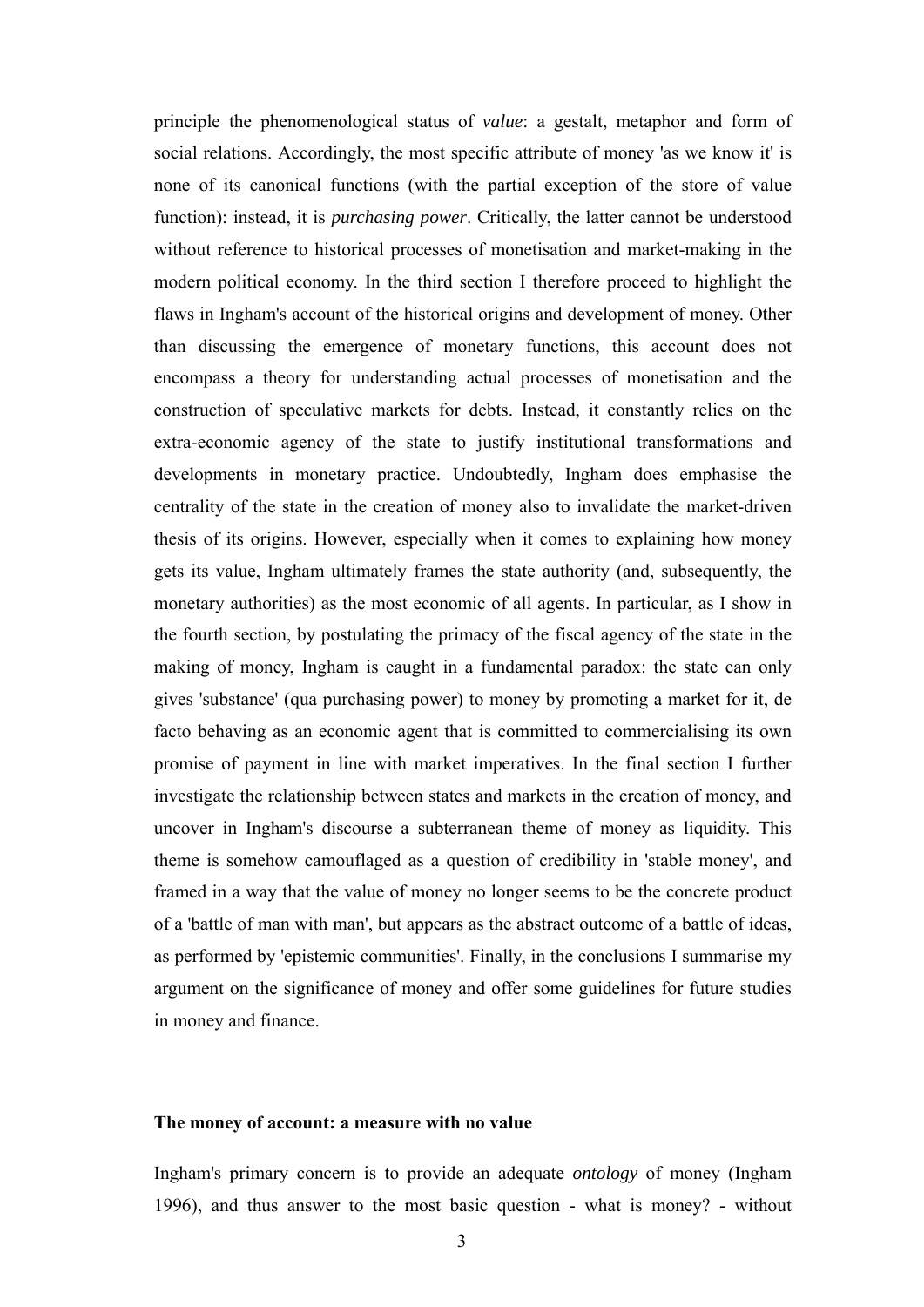principle the phenomenological status of *value*: a gestalt, metaphor and form of social relations. Accordingly, the most specific attribute of money 'as we know it' is none of its canonical functions (with the partial exception of the store of value function): instead, it is *purchasing power*. Critically, the latter cannot be understood without reference to historical processes of monetisation and market-making in the modern political economy. In the third section I therefore proceed to highlight the flaws in Ingham's account of the historical origins and development of money. Other than discussing the emergence of monetary functions, this account does not encompass a theory for understanding actual processes of monetisation and the construction of speculative markets for debts. Instead, it constantly relies on the extra-economic agency of the state to justify institutional transformations and developments in monetary practice. Undoubtedly, Ingham does emphasise the centrality of the state in the creation of money also to invalidate the market-driven thesis of its origins. However, especially when it comes to explaining how money gets its value, Ingham ultimately frames the state authority (and, subsequently, the monetary authorities) as the most economic of all agents. In particular, as I show in the fourth section, by postulating the primacy of the fiscal agency of the state in the making of money, Ingham is caught in a fundamental paradox: the state can only gives 'substance' (qua purchasing power) to money by promoting a market for it, de facto behaving as an economic agent that is committed to commercialising its own promise of payment in line with market imperatives. In the final section I further investigate the relationship between states and markets in the creation of money, and uncover in Ingham's discourse a subterranean theme of money as liquidity. This theme is somehow camouflaged as a question of credibility in 'stable money', and framed in a way that the value of money no longer seems to be the concrete product of a 'battle of man with man', but appears as the abstract outcome of a battle of ideas, as performed by 'epistemic communities'. Finally, in the conclusions I summarise my argument on the significance of money and offer some guidelines for future studies in money and finance.

## The money of account: a measure with no value

Ingham's primary concern is to provide an adequate *ontology* of money (Ingham 1996), and thus answer to the most basic question - what is money? - without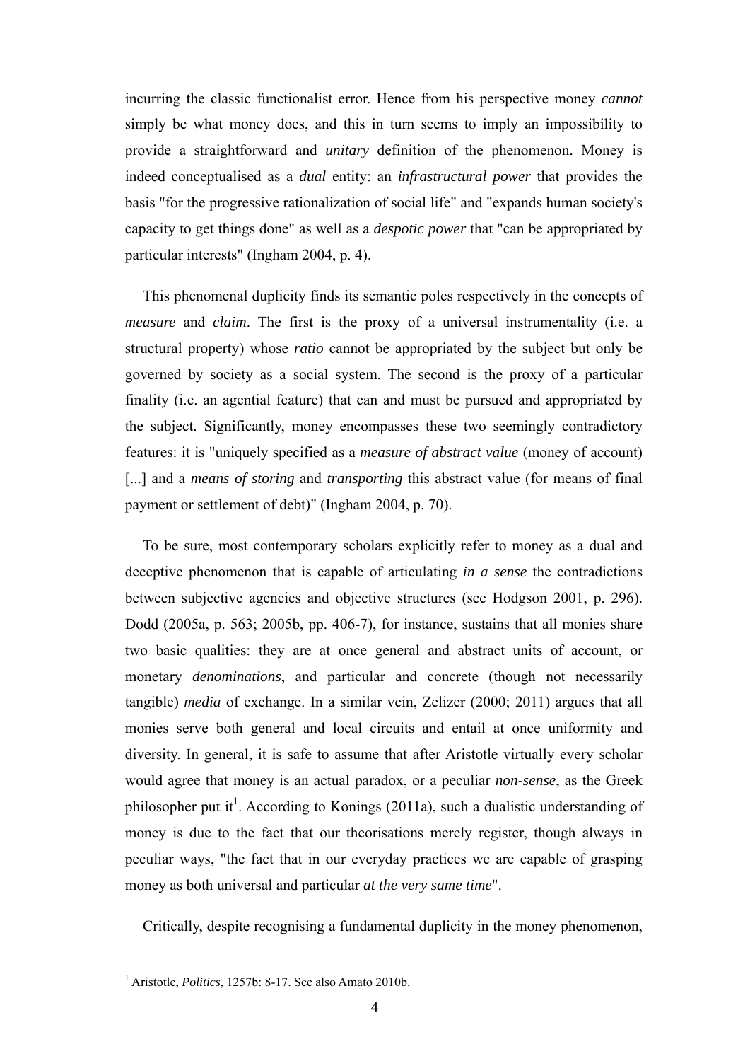incurring the classic functionalist error. Hence from his perspective money *cannot* simply be what money does, and this in turn seems to imply an impossibility to provide a straightforward and *unitary* definition of the phenomenon. Money is indeed conceptualised as a *dual* entity: an *infrastructural power* that provides the basis "for the progressive rationalization of social life" and "expands human society's capacity to get things done" as well as a *despotic power* that "can be appropriated by particular interests" (Ingham 2004, p. 4).

This phenomenal duplicity finds its semantic poles respectively in the concepts of *measure* and *claim*. The first is the proxy of a universal instrumentality (i.e. a structural property) whose *ratio* cannot be appropriated by the subject but only be governed by society as a social system. The second is the proxy of a particular finality (i.e. an agential feature) that can and must be pursued and appropriated by the subject. Significantly, money encompasses these two seemingly contradictory features: it is "uniquely specified as a *measure of abstract value* (money of account) [...] and a *means of storing* and *transporting* this abstract value (for means of final payment or settlement of debt)" (Ingham 2004, p. 70).

To be sure, most contemporary scholars explicitly refer to money as a dual and deceptive phenomenon that is capable of articulating *in a sense* the contradictions between subjective agencies and objective structures (see Hodgson 2001, p. 296). Dodd (2005a, p. 563; 2005b, pp. 406-7), for instance, sustains that all monies share two basic qualities: they are at once general and abstract units of account, or monetary *denominations*, and particular and concrete (though not necessarily tangible) *media* of exchange. In a similar vein, Zelizer (2000; 2011) argues that all monies serve both general and local circuits and entail at once uniformity and diversity. In general, it is safe to assume that after Aristotle virtually every scholar would agree that money is an actual paradox, or a peculiar *non-sense*, as the Greek philosopher put it[1]. According to Konings (2011a), such a dualistic understanding of money is due to the fact that our theorisations merely register, though always in peculiar ways, "the fact that in our everyday practices we are capable of grasping money as both universal and particular *at the very same time*".

Critically, despite recognising a fundamental duplicity in the money phenomenon,

[1] Aristotle, *Politics*, 1257b: 8-17. See also Amato 2010b.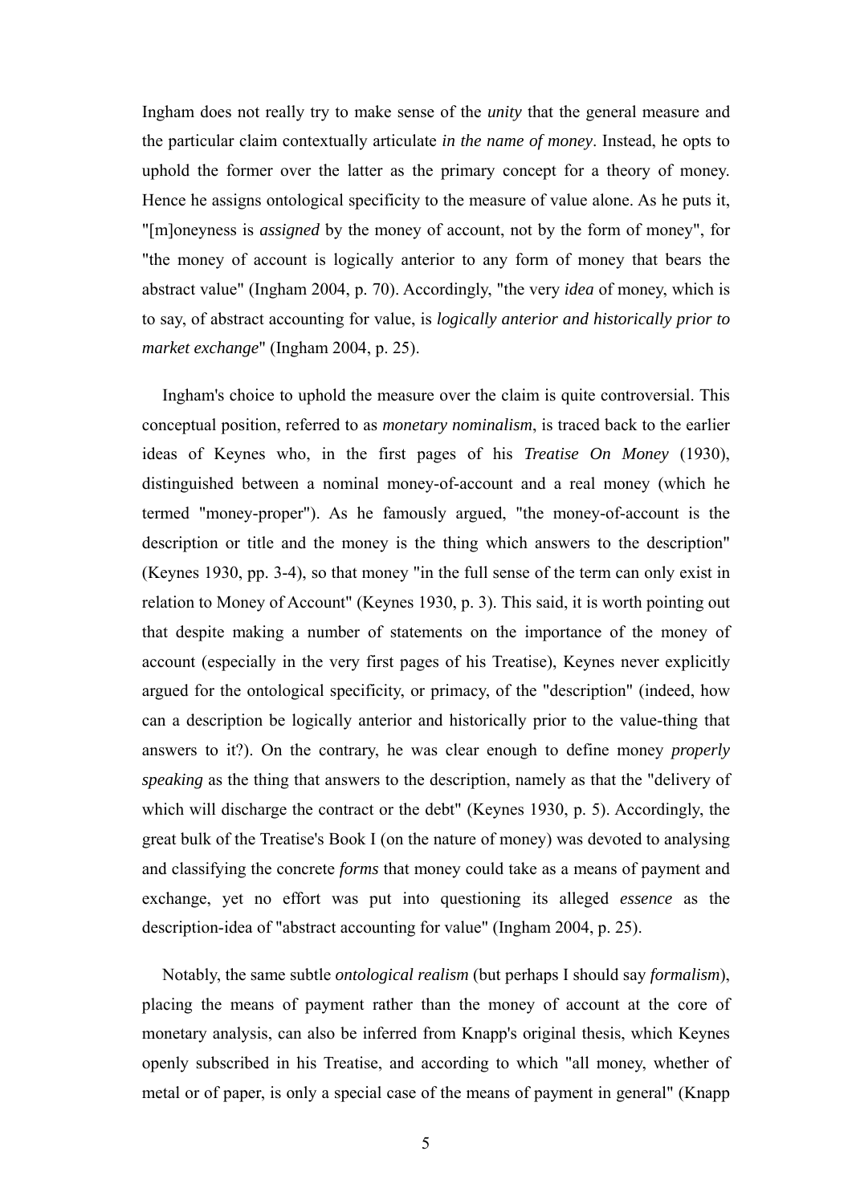Ingham does not really try to make sense of the *unity* that the general measure and the particular claim contextually articulate *in the name of money*. Instead, he opts to uphold the former over the latter as the primary concept for a theory of money. Hence he assigns ontological specificity to the measure of value alone. As he puts it, "[m]oneyness is *assigned* by the money of account, not by the form of money", for "the money of account is logically anterior to any form of money that bears the abstract value" (Ingham 2004, p. 70). Accordingly, "the very *idea* of money, which is to say, of abstract accounting for value, is *logically anterior and historically prior to market exchange*" (Ingham 2004, p. 25).

Ingham's choice to uphold the measure over the claim is quite controversial. This conceptual position, referred to as *monetary nominalism*, is traced back to the earlier ideas of Keynes who, in the first pages of his *Treatise On Money* (1930), distinguished between a nominal money-of-account and a real money (which he termed "money-proper"). As he famously argued, "the money-of-account is the description or title and the money is the thing which answers to the description" (Keynes 1930, pp. 3-4), so that money "in the full sense of the term can only exist in relation to Money of Account" (Keynes 1930, p. 3). This said, it is worth pointing out that despite making a number of statements on the importance of the money of account (especially in the very first pages of his Treatise), Keynes never explicitly argued for the ontological specificity, or primacy, of the "description" (indeed, how can a description be logically anterior and historically prior to the value-thing that answers to it?). On the contrary, he was clear enough to define money *properly speaking* as the thing that answers to the description, namely as that the "delivery of which will discharge the contract or the debt" (Keynes 1930, p. 5). Accordingly, the great bulk of the Treatise's Book I (on the nature of money) was devoted to analysing and classifying the concrete *forms* that money could take as a means of payment and exchange, yet no effort was put into questioning its alleged *essence* as the description-idea of "abstract accounting for value" (Ingham 2004, p. 25).

Notably, the same subtle *ontological realism* (but perhaps I should say *formalism*), placing the means of payment rather than the money of account at the core of monetary analysis, can also be inferred from Knapp's original thesis, which Keynes openly subscribed in his Treatise, and according to which "all money, whether of metal or of paper, is only a special case of the means of payment in general" (Knapp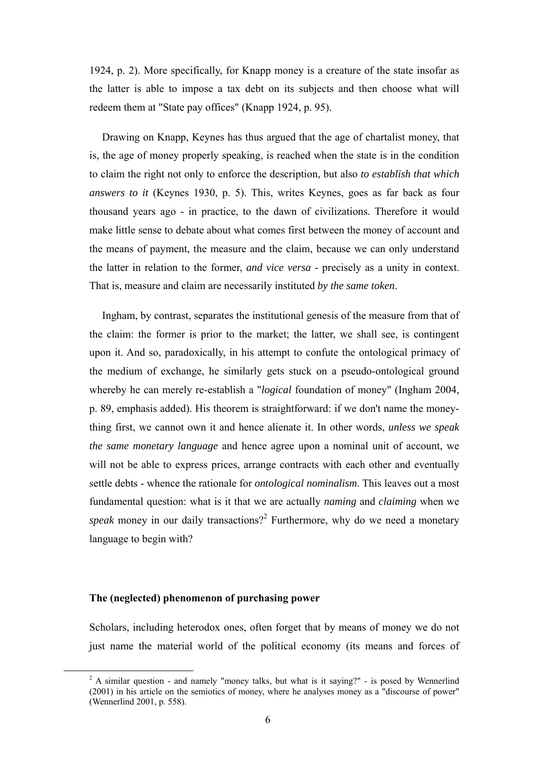1924, p. 2). More specifically, for Knapp money is a creature of the state insofar as the latter is able to impose a tax debt on its subjects and then choose what will redeem them at "State pay offices" (Knapp 1924, p. 95).

Drawing on Knapp, Keynes has thus argued that the age of chartalist money, that is, the age of money properly speaking, is reached when the state is in the condition to claim the right not only to enforce the description, but also *to establish that which answers to it* (Keynes 1930, p. 5). This, writes Keynes, goes as far back as four thousand years ago - in practice, to the dawn of civilizations. Therefore it would make little sense to debate about what comes first between the money of account and the means of payment, the measure and the claim, because we can only understand the latter in relation to the former, *and vice versa* - precisely as a unity in context. That is, measure and claim are necessarily instituted *by the same token*.

Ingham, by contrast, separates the institutional genesis of the measure from that of the claim: the former is prior to the market; the latter, we shall see, is contingent upon it. And so, paradoxically, in his attempt to confute the ontological primacy of the medium of exchange, he similarly gets stuck on a pseudo-ontological ground whereby he can merely re-establish a "*logical* foundation of money" (Ingham 2004, p. 89, emphasis added). His theorem is straightforward: if we don't name the money-thing first, we cannot own it and hence alienate it. In other words, *unless we speak the same monetary language* and hence agree upon a nominal unit of account, we will not be able to express prices, arrange contracts with each other and eventually settle debts - whence the rationale for *ontological nominalism*. This leaves out a most fundamental question: what is it that we are actually *naming* and *claiming* when we *speak* money in our daily transactions?[2] Furthermore, why do we need a monetary language to begin with?

### The (neglected) phenomenon of purchasing power

Scholars, including heterodox ones, often forget that by means of money we do not just name the material world of the political economy (its means and forces of

[2] A similar question - and namely "money talks, but what is it saying?" - is posed by Wennerlind (2001) in his article on the semiotics of money, where he analyses money as a "discourse of power" (Wennerlind 2001, p. 558).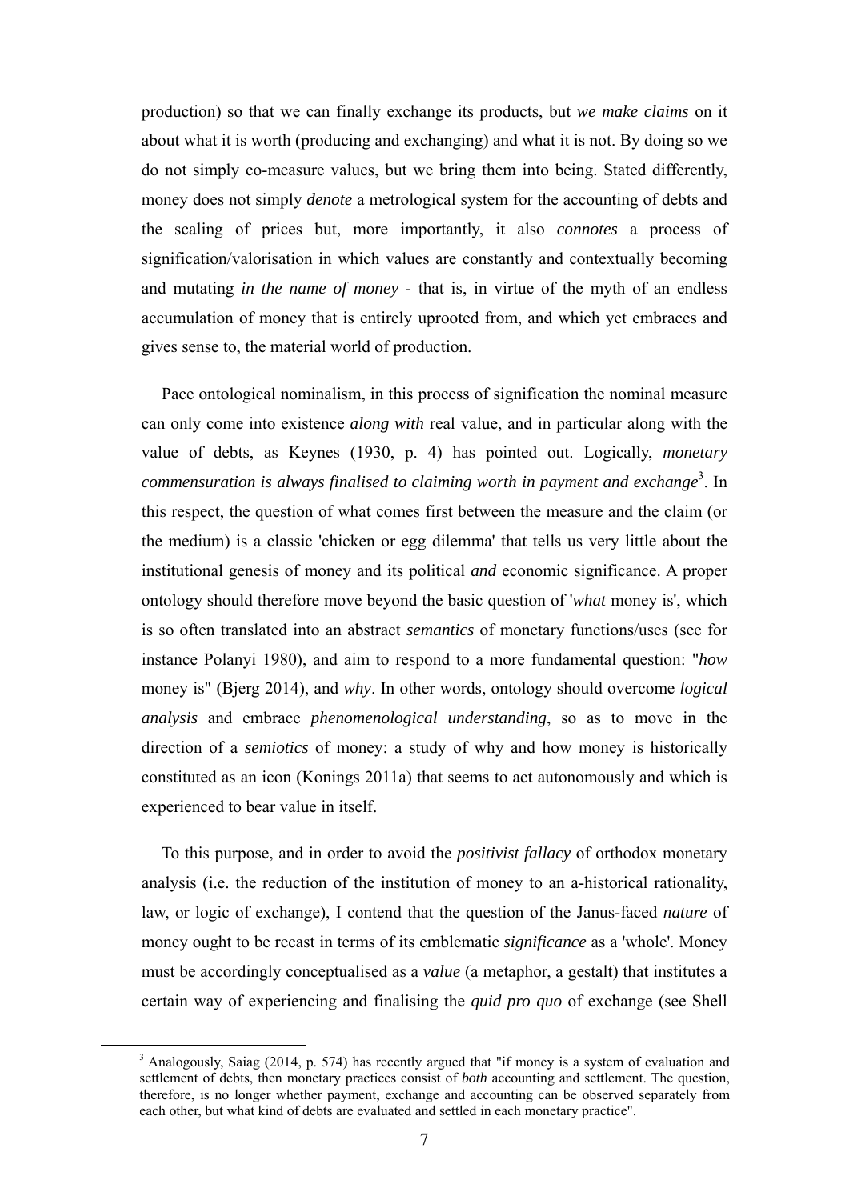production) so that we can finally exchange its products, but *we make claims* on it about what it is worth (producing and exchanging) and what it is not. By doing so we do not simply co-measure values, but we bring them into being. Stated differently, money does not simply *denote* a metrological system for the accounting of debts and the scaling of prices but, more importantly, it also *connotes* a process of signification/valorisation in which values are constantly and contextually becoming and mutating *in the name of money* - that is, in virtue of the myth of an endless accumulation of money that is entirely uprooted from, and which yet embraces and gives sense to, the material world of production.

Pace ontological nominalism, in this process of signification the nominal measure can only come into existence *along with* real value, and in particular along with the value of debts, as Keynes (1930, p. 4) has pointed out. Logically, *monetary commensuration is always finalised to claiming worth in payment and exchange*[3]. In this respect, the question of what comes first between the measure and the claim (or the medium) is a classic 'chicken or egg dilemma' that tells us very little about the institutional genesis of money and its political *and* economic significance. A proper ontology should therefore move beyond the basic question of '*what* money is', which is so often translated into an abstract *semantics* of monetary functions/uses (see for instance Polanyi 1980), and aim to respond to a more fundamental question: "*how* money is" (Bjerg 2014), and *why*. In other words, ontology should overcome *logical analysis* and embrace *phenomenological understanding*, so as to move in the direction of a *semiotics* of money: a study of why and how money is historically constituted as an icon (Konings 2011a) that seems to act autonomously and which is experienced to bear value in itself.

To this purpose, and in order to avoid the *positivist fallacy* of orthodox monetary analysis (i.e. the reduction of the institution of money to an a-historical rationality, law, or logic of exchange), I contend that the question of the Janus-faced *nature* of money ought to be recast in terms of its emblematic *significance* as a 'whole'. Money must be accordingly conceptualised as a *value* (a metaphor, a gestalt) that institutes a certain way of experiencing and finalising the *quid pro quo* of exchange (see Shell

[3] Analogously, Saiag (2014, p. 574) has recently argued that "if money is a system of evaluation and settlement of debts, then monetary practices consist of *both* accounting and settlement. The question, therefore, is no longer whether payment, exchange and accounting can be observed separately from each other, but what kind of debts are evaluated and settled in each monetary practice".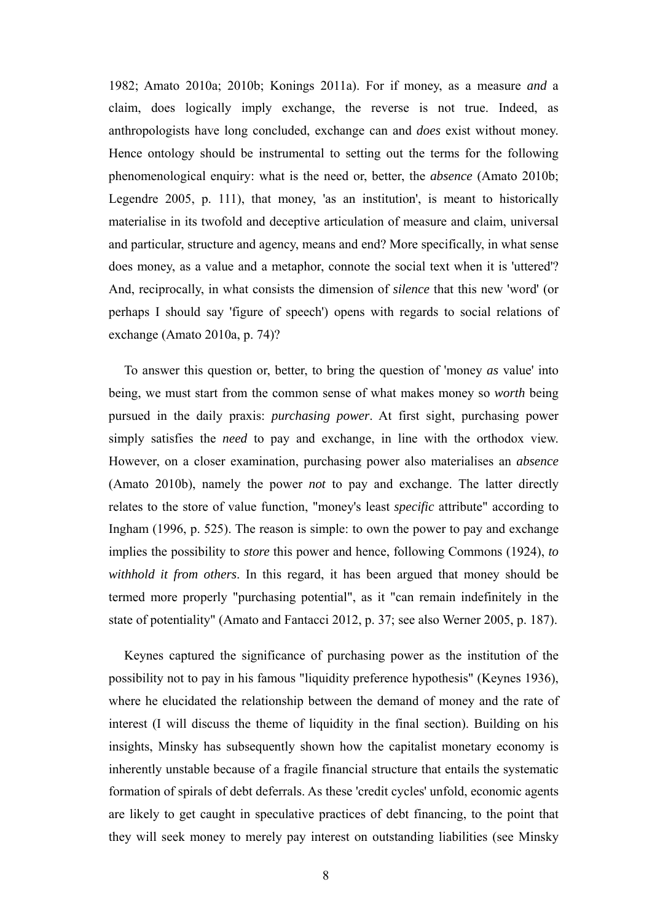1982; Amato 2010a; 2010b; Konings 2011a). For if money, as a measure *and* a claim, does logically imply exchange, the reverse is not true. Indeed, as anthropologists have long concluded, exchange can and *does* exist without money. Hence ontology should be instrumental to setting out the terms for the following phenomenological enquiry: what is the need or, better, the *absence* (Amato 2010b; Legendre 2005, p. 111), that money, 'as an institution', is meant to historically materialise in its twofold and deceptive articulation of measure and claim, universal and particular, structure and agency, means and end? More specifically, in what sense does money, as a value and a metaphor, connote the social text when it is 'uttered'? And, reciprocally, in what consists the dimension of *silence* that this new 'word' (or perhaps I should say 'figure of speech') opens with regards to social relations of exchange (Amato 2010a, p. 74)?

To answer this question or, better, to bring the question of 'money *as* value' into being, we must start from the common sense of what makes money so *worth* being pursued in the daily praxis: *purchasing power*. At first sight, purchasing power simply satisfies the *need* to pay and exchange, in line with the orthodox view. However, on a closer examination, purchasing power also materialises an *absence* (Amato 2010b), namely the power *not* to pay and exchange. The latter directly relates to the store of value function, "money's least *specific* attribute" according to Ingham (1996, p. 525). The reason is simple: to own the power to pay and exchange implies the possibility to *store* this power and hence, following Commons (1924), *to withhold it from others*. In this regard, it has been argued that money should be termed more properly "purchasing potential", as it "can remain indefinitely in the state of potentiality" (Amato and Fantacci 2012, p. 37; see also Werner 2005, p. 187).

Keynes captured the significance of purchasing power as the institution of the possibility not to pay in his famous "liquidity preference hypothesis" (Keynes 1936), where he elucidated the relationship between the demand of money and the rate of interest (I will discuss the theme of liquidity in the final section). Building on his insights, Minsky has subsequently shown how the capitalist monetary economy is inherently unstable because of a fragile financial structure that entails the systematic formation of spirals of debt deferrals. As these 'credit cycles' unfold, economic agents are likely to get caught in speculative practices of debt financing, to the point that they will seek money to merely pay interest on outstanding liabilities (see Minsky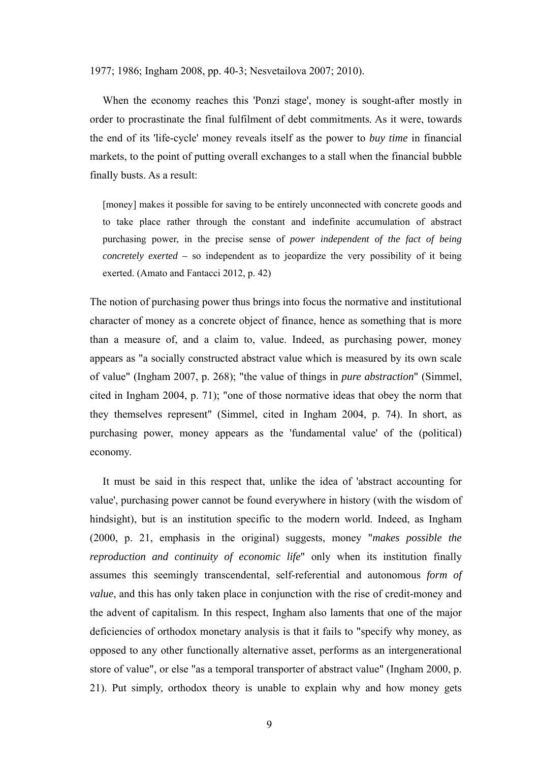1977; 1986; Ingham 2008, pp. 40-3; Nesvetailova 2007; 2010).

When the economy reaches this 'Ponzi stage', money is sought-after mostly in order to procrastinate the final fulfilment of debt commitments. As it were, towards the end of its 'life-cycle' money reveals itself as the power to *buy time* in financial markets, to the point of putting overall exchanges to a stall when the financial bubble finally busts. As a result:

> [money] makes it possible for saving to be entirely unconnected with concrete goods and to take place rather through the constant and indefinite accumulation of abstract purchasing power, in the precise sense of *power independent of the fact of being concretely exerted* – so independent as to jeopardize the very possibility of it being exerted. (Amato and Fantacci 2012, p. 42)

The notion of purchasing power thus brings into focus the normative and institutional character of money as a concrete object of finance, hence as something that is more than a measure of, and a claim to, value. Indeed, as purchasing power, money appears as "a socially constructed abstract value which is measured by its own scale of value" (Ingham 2007, p. 268); "the value of things in *pure abstraction*" (Simmel, cited in Ingham 2004, p. 71); "one of those normative ideas that obey the norm that they themselves represent" (Simmel, cited in Ingham 2004, p. 74). In short, as purchasing power, money appears as the 'fundamental value' of the (political) economy.

It must be said in this respect that, unlike the idea of 'abstract accounting for value', purchasing power cannot be found everywhere in history (with the wisdom of hindsight), but is an institution specific to the modern world. Indeed, as Ingham (2000, p. 21, emphasis in the original) suggests, money "*makes possible the reproduction and continuity of economic life*" only when its institution finally assumes this seemingly transcendental, self-referential and autonomous *form of value*, and this has only taken place in conjunction with the rise of credit-money and the advent of capitalism. In this respect, Ingham also laments that one of the major deficiencies of orthodox monetary analysis is that it fails to "specify why money, as opposed to any other functionally alternative asset, performs as an intergenerational store of value", or else "as a temporal transporter of abstract value" (Ingham 2000, p. 21). Put simply, orthodox theory is unable to explain why and how money gets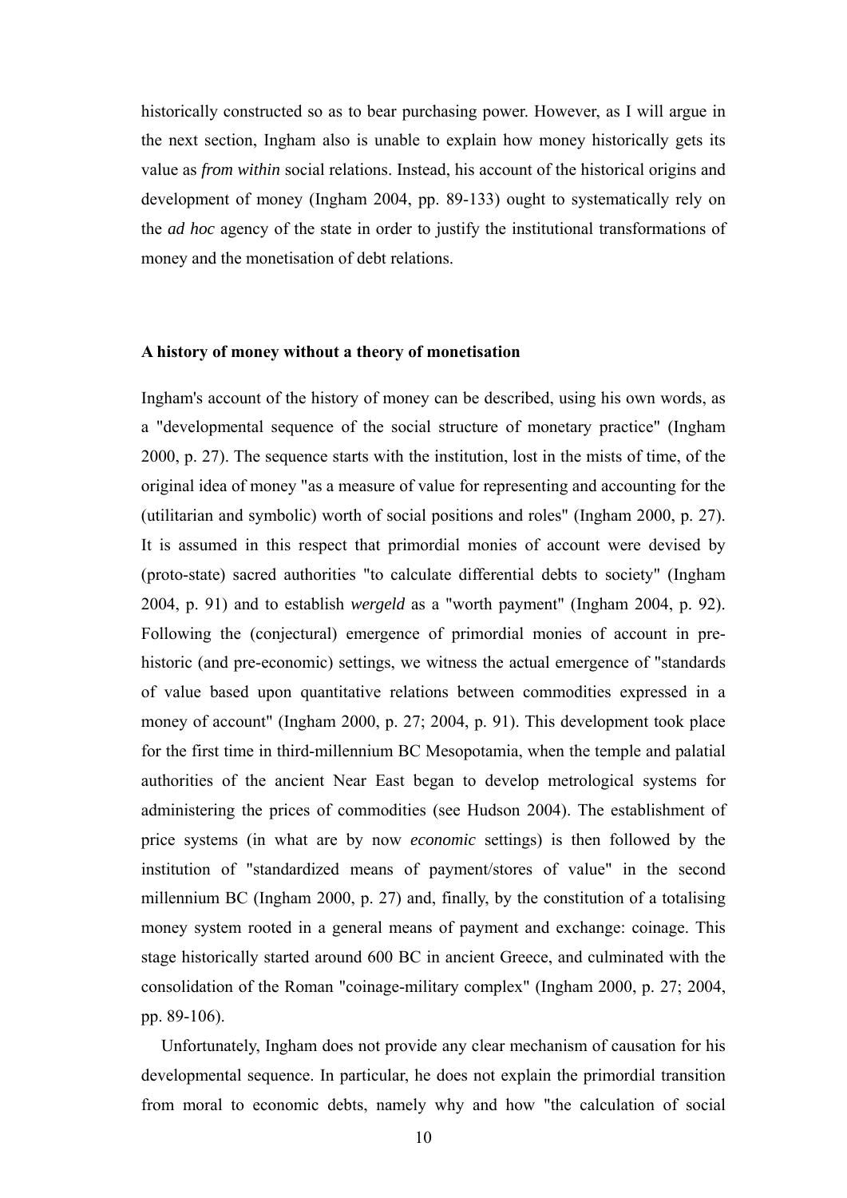historically constructed so as to bear purchasing power. However, as I will argue in the next section, Ingham also is unable to explain how money historically gets its value as *from within* social relations. Instead, his account of the historical origins and development of money (Ingham 2004, pp. 89-133) ought to systematically rely on the *ad hoc* agency of the state in order to justify the institutional transformations of money and the monetisation of debt relations.

### A history of money without a theory of monetisation

Ingham's account of the history of money can be described, using his own words, as a "developmental sequence of the social structure of monetary practice" (Ingham 2000, p. 27). The sequence starts with the institution, lost in the mists of time, of the original idea of money "as a measure of value for representing and accounting for the (utilitarian and symbolic) worth of social positions and roles" (Ingham 2000, p. 27). It is assumed in this respect that primordial monies of account were devised by (proto-state) sacred authorities "to calculate differential debts to society" (Ingham 2004, p. 91) and to establish *wergeld* as a "worth payment" (Ingham 2004, p. 92). Following the (conjectural) emergence of primordial monies of account in pre-historic (and pre-economic) settings, we witness the actual emergence of "standards of value based upon quantitative relations between commodities expressed in a money of account" (Ingham 2000, p. 27; 2004, p. 91). This development took place for the first time in third-millennium BC Mesopotamia, when the temple and palatial authorities of the ancient Near East began to develop metrological systems for administering the prices of commodities (see Hudson 2004). The establishment of price systems (in what are by now *economic* settings) is then followed by the institution of "standardized means of payment/stores of value" in the second millennium BC (Ingham 2000, p. 27) and, finally, by the constitution of a totalising money system rooted in a general means of payment and exchange: coinage. This stage historically started around 600 BC in ancient Greece, and culminated with the consolidation of the Roman "coinage-military complex" (Ingham 2000, p. 27; 2004, pp. 89-106).

Unfortunately, Ingham does not provide any clear mechanism of causation for his developmental sequence. In particular, he does not explain the primordial transition from moral to economic debts, namely why and how "the calculation of social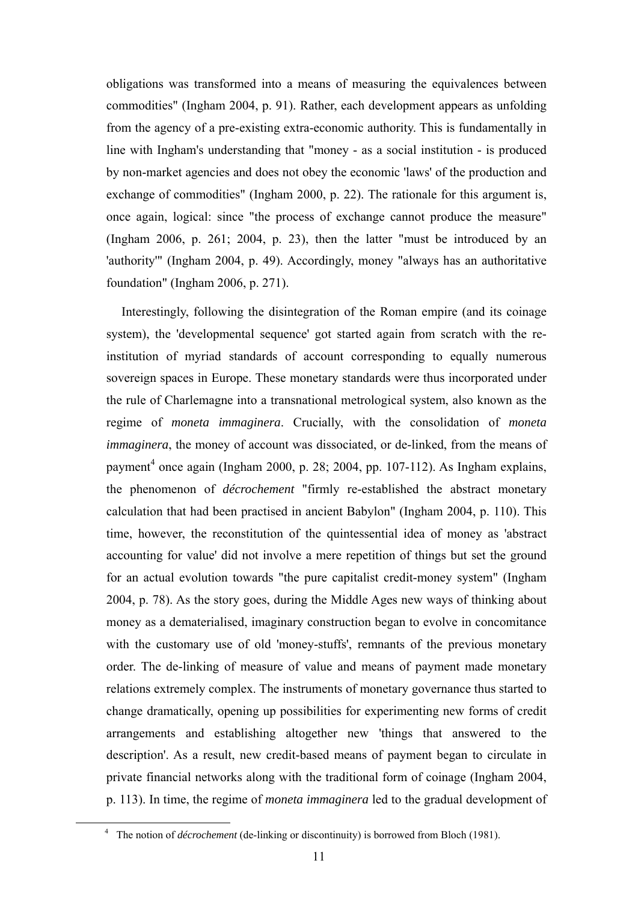obligations was transformed into a means of measuring the equivalences between commodities" (Ingham 2004, p. 91). Rather, each development appears as unfolding from the agency of a pre-existing extra-economic authority. This is fundamentally in line with Ingham's understanding that "money - as a social institution - is produced by non-market agencies and does not obey the economic 'laws' of the production and exchange of commodities" (Ingham 2000, p. 22). The rationale for this argument is, once again, logical: since "the process of exchange cannot produce the measure" (Ingham 2006, p. 261; 2004, p. 23), then the latter "must be introduced by an 'authority'" (Ingham 2004, p. 49). Accordingly, money "always has an authoritative foundation" (Ingham 2006, p. 271).

Interestingly, following the disintegration of the Roman empire (and its coinage system), the 'developmental sequence' got started again from scratch with the re-institution of myriad standards of account corresponding to equally numerous sovereign spaces in Europe. These monetary standards were thus incorporated under the rule of Charlemagne into a transnational metrological system, also known as the regime of *moneta immaginera*. Crucially, with the consolidation of *moneta immaginera*, the money of account was dissociated, or de-linked, from the means of payment[4] once again (Ingham 2000, p. 28; 2004, pp. 107-112). As Ingham explains, the phenomenon of *décrochement* "firmly re-established the abstract monetary calculation that had been practised in ancient Babylon" (Ingham 2004, p. 110). This time, however, the reconstitution of the quintessential idea of money as 'abstract accounting for value' did not involve a mere repetition of things but set the ground for an actual evolution towards "the pure capitalist credit-money system" (Ingham 2004, p. 78). As the story goes, during the Middle Ages new ways of thinking about money as a dematerialised, imaginary construction began to evolve in concomitance with the customary use of old 'money-stuffs', remnants of the previous monetary order. The de-linking of measure of value and means of payment made monetary relations extremely complex. The instruments of monetary governance thus started to change dramatically, opening up possibilities for experimenting new forms of credit arrangements and establishing altogether new 'things that answered to the description'. As a result, new credit-based means of payment began to circulate in private financial networks along with the traditional form of coinage (Ingham 2004, p. 113). In time, the regime of *moneta immaginera* led to the gradual development of

[4] The notion of *décrochement* (de-linking or discontinuity) is borrowed from Bloch (1981).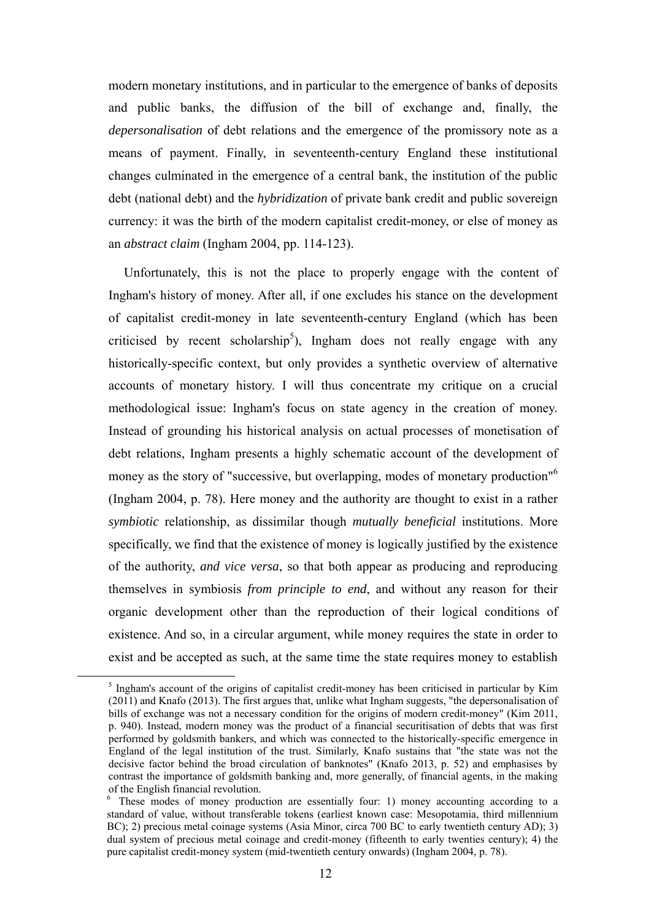modern monetary institutions, and in particular to the emergence of banks of deposits and public banks, the diffusion of the bill of exchange and, finally, the *depersonalisation* of debt relations and the emergence of the promissory note as a means of payment. Finally, in seventeenth-century England these institutional changes culminated in the emergence of a central bank, the institution of the public debt (national debt) and the *hybridization* of private bank credit and public sovereign currency: it was the birth of the modern capitalist credit-money, or else of money as an *abstract claim* (Ingham 2004, pp. 114-123).

Unfortunately, this is not the place to properly engage with the content of Ingham's history of money. After all, if one excludes his stance on the development of capitalist credit-money in late seventeenth-century England (which has been criticised by recent scholarship[5]), Ingham does not really engage with any historically-specific context, but only provides a synthetic overview of alternative accounts of monetary history. I will thus concentrate my critique on a crucial methodological issue: Ingham's focus on state agency in the creation of money. Instead of grounding his historical analysis on actual processes of monetisation of debt relations, Ingham presents a highly schematic account of the development of money as the story of "successive, but overlapping, modes of monetary production"[6] (Ingham 2004, p. 78). Here money and the authority are thought to exist in a rather *symbiotic* relationship, as dissimilar though *mutually beneficial* institutions. More specifically, we find that the existence of money is logically justified by the existence of the authority, *and vice versa*, so that both appear as producing and reproducing themselves in symbiosis *from principle to end*, and without any reason for their organic development other than the reproduction of their logical conditions of existence. And so, in a circular argument, while money requires the state in order to exist and be accepted as such, at the same time the state requires money to establish

---

[5] Ingham's account of the origins of capitalist credit-money has been criticised in particular by Kim (2011) and Knafo (2013). The first argues that, unlike what Ingham suggests, "the depersonalisation of bills of exchange was not a necessary condition for the origins of modern credit-money" (Kim 2011, p. 940). Instead, modern money was the product of a financial securitisation of debts that was first performed by goldsmith bankers, and which was connected to the historically-specific emergence in England of the legal institution of the trust. Similarly, Knafo sustains that "the state was not the decisive factor behind the broad circulation of banknotes" (Knafo 2013, p. 52) and emphasises by contrast the importance of goldsmith banking and, more generally, of financial agents, in the making of the English financial revolution.

[6] These modes of money production are essentially four: 1) money accounting according to a standard of value, without transferable tokens (earliest known case: Mesopotamia, third millennium BC); 2) precious metal coinage systems (Asia Minor, circa 700 BC to early twentieth century AD); 3) dual system of precious metal coinage and credit-money (fifteenth to early twenties century); 4) the pure capitalist credit-money system (mid-twentieth century onwards) (Ingham 2004, p. 78).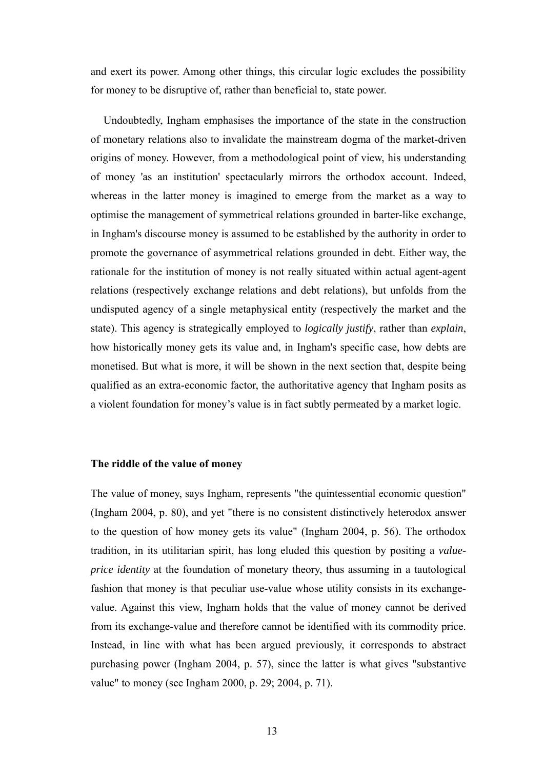and exert its power. Among other things, this circular logic excludes the possibility for money to be disruptive of, rather than beneficial to, state power.

Undoubtedly, Ingham emphasises the importance of the state in the construction of monetary relations also to invalidate the mainstream dogma of the market-driven origins of money. However, from a methodological point of view, his understanding of money 'as an institution' spectacularly mirrors the orthodox account. Indeed, whereas in the latter money is imagined to emerge from the market as a way to optimise the management of symmetrical relations grounded in barter-like exchange, in Ingham's discourse money is assumed to be established by the authority in order to promote the governance of asymmetrical relations grounded in debt. Either way, the rationale for the institution of money is not really situated within actual agent-agent relations (respectively exchange relations and debt relations), but unfolds from the undisputed agency of a single metaphysical entity (respectively the market and the state). This agency is strategically employed to *logically justify*, rather than *explain*, how historically money gets its value and, in Ingham's specific case, how debts are monetised. But what is more, it will be shown in the next section that, despite being qualified as an extra-economic factor, the authoritative agency that Ingham posits as a violent foundation for money's value is in fact subtly permeated by a market logic.

### The riddle of the value of money

The value of money, says Ingham, represents "the quintessential economic question" (Ingham 2004, p. 80), and yet "there is no consistent distinctively heterodox answer to the question of how money gets its value" (Ingham 2004, p. 56). The orthodox tradition, in its utilitarian spirit, has long eluded this question by positing a *value-price identity* at the foundation of monetary theory, thus assuming in a tautological fashion that money is that peculiar use-value whose utility consists in its exchange-value. Against this view, Ingham holds that the value of money cannot be derived from its exchange-value and therefore cannot be identified with its commodity price. Instead, in line with what has been argued previously, it corresponds to abstract purchasing power (Ingham 2004, p. 57), since the latter is what gives "substantive value" to money (see Ingham 2000, p. 29; 2004, p. 71).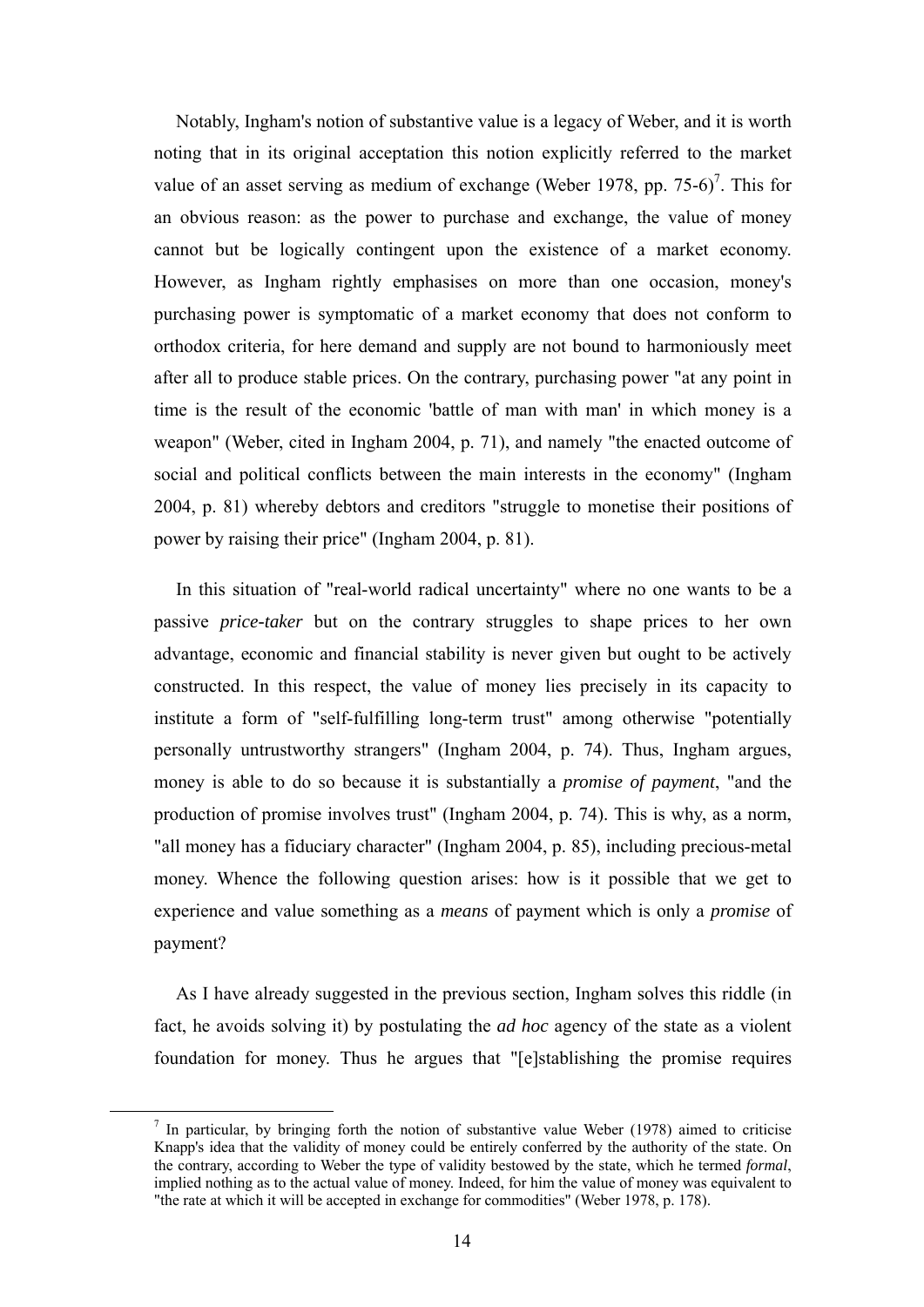Notably, Ingham's notion of substantive value is a legacy of Weber, and it is worth noting that in its original acceptation this notion explicitly referred to the market value of an asset serving as medium of exchange (Weber 1978, pp. 75-6)[7]. This for an obvious reason: as the power to purchase and exchange, the value of money cannot but be logically contingent upon the existence of a market economy. However, as Ingham rightly emphasises on more than one occasion, money's purchasing power is symptomatic of a market economy that does not conform to orthodox criteria, for here demand and supply are not bound to harmoniously meet after all to produce stable prices. On the contrary, purchasing power "at any point in time is the result of the economic 'battle of man with man' in which money is a weapon" (Weber, cited in Ingham 2004, p. 71), and namely "the enacted outcome of social and political conflicts between the main interests in the economy" (Ingham 2004, p. 81) whereby debtors and creditors "struggle to monetise their positions of power by raising their price" (Ingham 2004, p. 81).

In this situation of "real-world radical uncertainty" where no one wants to be a passive *price-taker* but on the contrary struggles to shape prices to her own advantage, economic and financial stability is never given but ought to be actively constructed. In this respect, the value of money lies precisely in its capacity to institute a form of "self-fulfilling long-term trust" among otherwise "potentially personally untrustworthy strangers" (Ingham 2004, p. 74). Thus, Ingham argues, money is able to do so because it is substantially a *promise of payment*, "and the production of promise involves trust" (Ingham 2004, p. 74). This is why, as a norm, "all money has a fiduciary character" (Ingham 2004, p. 85), including precious-metal money. Whence the following question arises: how is it possible that we get to experience and value something as a *means* of payment which is only a *promise* of payment?

As I have already suggested in the previous section, Ingham solves this riddle (in fact, he avoids solving it) by postulating the *ad hoc* agency of the state as a violent foundation for money. Thus he argues that "[e]stablishing the promise requires

[7] In particular, by bringing forth the notion of substantive value Weber (1978) aimed to criticise Knapp's idea that the validity of money could be entirely conferred by the authority of the state. On the contrary, according to Weber the type of validity bestowed by the state, which he termed *formal*, implied nothing as to the actual value of money. Indeed, for him the value of money was equivalent to "the rate at which it will be accepted in exchange for commodities" (Weber 1978, p. 178).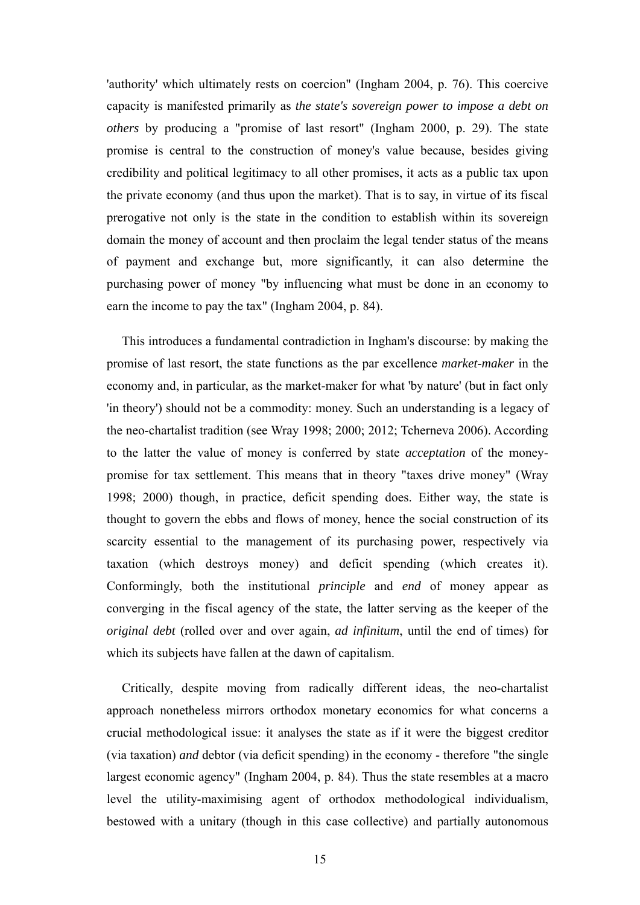'authority' which ultimately rests on coercion" (Ingham 2004, p. 76). This coercive capacity is manifested primarily as *the state's sovereign power to impose a debt on others* by producing a "promise of last resort" (Ingham 2000, p. 29). The state promise is central to the construction of money's value because, besides giving credibility and political legitimacy to all other promises, it acts as a public tax upon the private economy (and thus upon the market). That is to say, in virtue of its fiscal prerogative not only is the state in the condition to establish within its sovereign domain the money of account and then proclaim the legal tender status of the means of payment and exchange but, more significantly, it can also determine the purchasing power of money "by influencing what must be done in an economy to earn the income to pay the tax" (Ingham 2004, p. 84).

This introduces a fundamental contradiction in Ingham's discourse: by making the promise of last resort, the state functions as the par excellence *market-maker* in the economy and, in particular, as the market-maker for what 'by nature' (but in fact only 'in theory') should not be a commodity: money. Such an understanding is a legacy of the neo-chartalist tradition (see Wray 1998; 2000; 2012; Tcherneva 2006). According to the latter the value of money is conferred by state *acceptation* of the money-promise for tax settlement. This means that in theory "taxes drive money" (Wray 1998; 2000) though, in practice, deficit spending does. Either way, the state is thought to govern the ebbs and flows of money, hence the social construction of its scarcity essential to the management of its purchasing power, respectively via taxation (which destroys money) and deficit spending (which creates it). Conformingly, both the institutional *principle* and *end* of money appear as converging in the fiscal agency of the state, the latter serving as the keeper of the *original debt* (rolled over and over again, *ad infinitum*, until the end of times) for which its subjects have fallen at the dawn of capitalism.

Critically, despite moving from radically different ideas, the neo-chartalist approach nonetheless mirrors orthodox monetary economics for what concerns a crucial methodological issue: it analyses the state as if it were the biggest creditor (via taxation) *and* debtor (via deficit spending) in the economy - therefore "the single largest economic agency" (Ingham 2004, p. 84). Thus the state resembles at a macro level the utility-maximising agent of orthodox methodological individualism, bestowed with a unitary (though in this case collective) and partially autonomous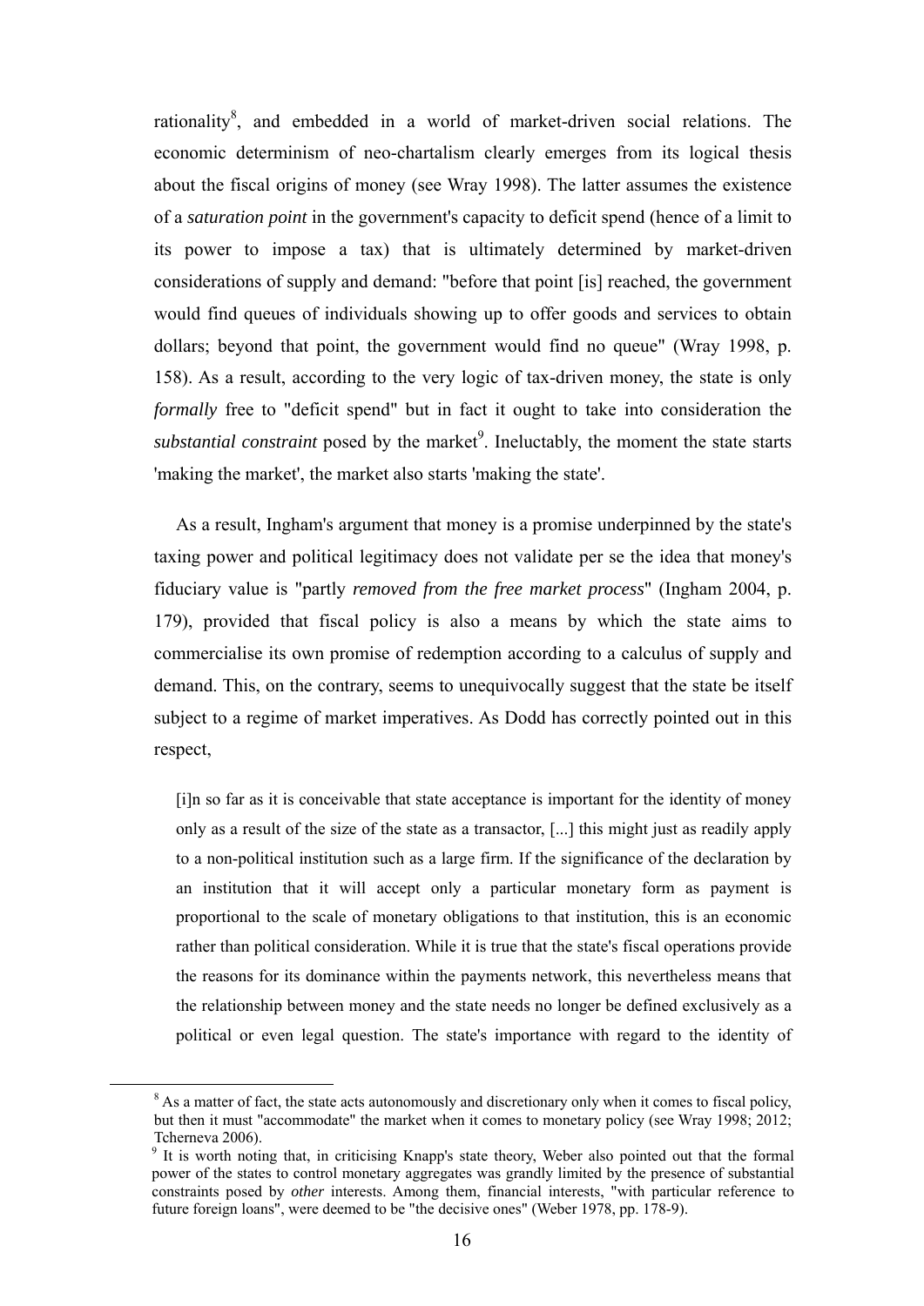rationality[8], and embedded in a world of market-driven social relations. The economic determinism of neo-chartalism clearly emerges from its logical thesis about the fiscal origins of money (see Wray 1998). The latter assumes the existence of a *saturation point* in the government's capacity to deficit spend (hence of a limit to its power to impose a tax) that is ultimately determined by market-driven considerations of supply and demand: "before that point [is] reached, the government would find queues of individuals showing up to offer goods and services to obtain dollars; beyond that point, the government would find no queue" (Wray 1998, p. 158). As a result, according to the very logic of tax-driven money, the state is only *formally* free to "deficit spend" but in fact it ought to take into consideration the *substantial constraint* posed by the market[9]. Ineluctably, the moment the state starts 'making the market', the market also starts 'making the state'.

As a result, Ingham's argument that money is a promise underpinned by the state's taxing power and political legitimacy does not validate per se the idea that money's fiduciary value is "partly *removed from the free market process*" (Ingham 2004, p. 179), provided that fiscal policy is also a means by which the state aims to commercialise its own promise of redemption according to a calculus of supply and demand. This, on the contrary, seems to unequivocally suggest that the state be itself subject to a regime of market imperatives. As Dodd has correctly pointed out in this respect,

> [i]n so far as it is conceivable that state acceptance is important for the identity of money only as a result of the size of the state as a transactor, [...] this might just as readily apply to a non-political institution such as a large firm. If the significance of the declaration by an institution that it will accept only a particular monetary form as payment is proportional to the scale of monetary obligations to that institution, this is an economic rather than political consideration. While it is true that the state's fiscal operations provide the reasons for its dominance within the payments network, this nevertheless means that the relationship between money and the state needs no longer be defined exclusively as a political or even legal question. The state's importance with regard to the identity of

[8] As a matter of fact, the state acts autonomously and discretionary only when it comes to fiscal policy, but then it must "accommodate" the market when it comes to monetary policy (see Wray 1998; 2012; Tcherneva 2006).

[9] It is worth noting that, in criticising Knapp's state theory, Weber also pointed out that the formal power of the states to control monetary aggregates was grandly limited by the presence of substantial constraints posed by *other* interests. Among them, financial interests, "with particular reference to future foreign loans", were deemed to be "the decisive ones" (Weber 1978, pp. 178-9).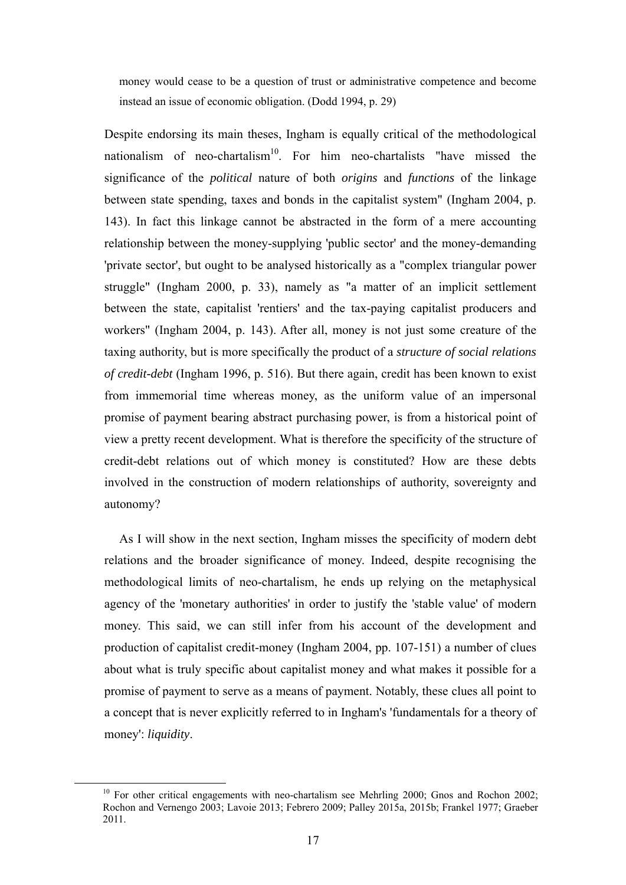> money would cease to be a question of trust or administrative competence and become instead an issue of economic obligation. (Dodd 1994, p. 29)

Despite endorsing its main theses, Ingham is equally critical of the methodological nationalism of neo-chartalism[10]. For him neo-chartalists "have missed the significance of the *political* nature of both *origins* and *functions* of the linkage between state spending, taxes and bonds in the capitalist system" (Ingham 2004, p. 143). In fact this linkage cannot be abstracted in the form of a mere accounting relationship between the money-supplying 'public sector' and the money-demanding 'private sector', but ought to be analysed historically as a "complex triangular power struggle" (Ingham 2000, p. 33), namely as "a matter of an implicit settlement between the state, capitalist 'rentiers' and the tax-paying capitalist producers and workers" (Ingham 2004, p. 143). After all, money is not just some creature of the taxing authority, but is more specifically the product of a *structure of social relations of credit-debt* (Ingham 1996, p. 516). But there again, credit has been known to exist from immemorial time whereas money, as the uniform value of an impersonal promise of payment bearing abstract purchasing power, is from a historical point of view a pretty recent development. What is therefore the specificity of the structure of credit-debt relations out of which money is constituted? How are these debts involved in the construction of modern relationships of authority, sovereignty and autonomy?

As I will show in the next section, Ingham misses the specificity of modern debt relations and the broader significance of money. Indeed, despite recognising the methodological limits of neo-chartalism, he ends up relying on the metaphysical agency of the 'monetary authorities' in order to justify the 'stable value' of modern money. This said, we can still infer from his account of the development and production of capitalist credit-money (Ingham 2004, pp. 107-151) a number of clues about what is truly specific about capitalist money and what makes it possible for a promise of payment to serve as a means of payment. Notably, these clues all point to a concept that is never explicitly referred to in Ingham's 'fundamentals for a theory of money': *liquidity*.

---

[10] For other critical engagements with neo-chartalism see Mehrling 2000; Gnos and Rochon 2002; Rochon and Vernengo 2003; Lavoie 2013; Febrero 2009; Palley 2015a, 2015b; Frankel 1977; Graeber 2011.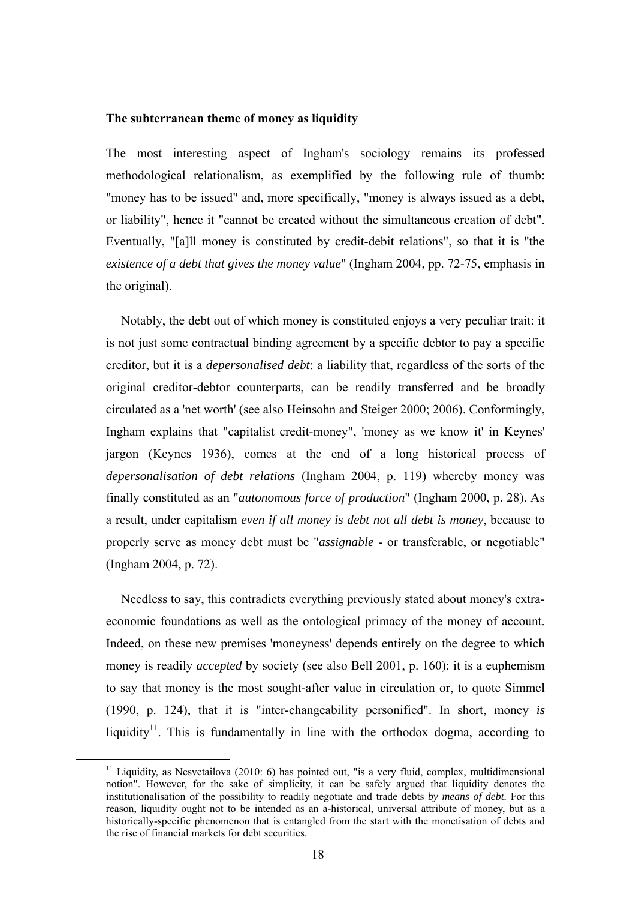**The subterranean theme of money as liquidity**

The most interesting aspect of Ingham's sociology remains its professed methodological relationalism, as exemplified by the following rule of thumb: "money has to be issued" and, more specifically, "money is always issued as a debt, or liability", hence it "cannot be created without the simultaneous creation of debt". Eventually, "[a]ll money is constituted by credit-debit relations", so that it is "the *existence of a debt that gives the money value*" (Ingham 2004, pp. 72-75, emphasis in the original).

Notably, the debt out of which money is constituted enjoys a very peculiar trait: it is not just some contractual binding agreement by a specific debtor to pay a specific creditor, but it is a *depersonalised debt*: a liability that, regardless of the sorts of the original creditor-debtor counterparts, can be readily transferred and be broadly circulated as a 'net worth' (see also Heinsohn and Steiger 2000; 2006). Conformingly, Ingham explains that "capitalist credit-money", 'money as we know it' in Keynes' jargon (Keynes 1936), comes at the end of a long historical process of *depersonalisation of debt relations* (Ingham 2004, p. 119) whereby money was finally constituted as an "*autonomous force of production*" (Ingham 2000, p. 28). As a result, under capitalism *even if all money is debt not all debt is money*, because to properly serve as money debt must be "*assignable* - or transferable, or negotiable" (Ingham 2004, p. 72).

Needless to say, this contradicts everything previously stated about money's extra-economic foundations as well as the ontological primacy of the money of account. Indeed, on these new premises 'moneyness' depends entirely on the degree to which money is readily *accepted* by society (see also Bell 2001, p. 160): it is a euphemism to say that money is the most sought-after value in circulation or, to quote Simmel (1990, p. 124), that it is "inter-changeability personified". In short, money *is* liquidity[11]. This is fundamentally in line with the orthodox dogma, according to

[11] Liquidity, as Nesvetailova (2010: 6) has pointed out, "is a very fluid, complex, multidimensional notion". However, for the sake of simplicity, it can be safely argued that liquidity denotes the institutionalisation of the possibility to readily negotiate and trade debts *by means of debt.* For this reason, liquidity ought not to be intended as an a-historical, universal attribute of money, but as a historically-specific phenomenon that is entangled from the start with the monetisation of debts and the rise of financial markets for debt securities.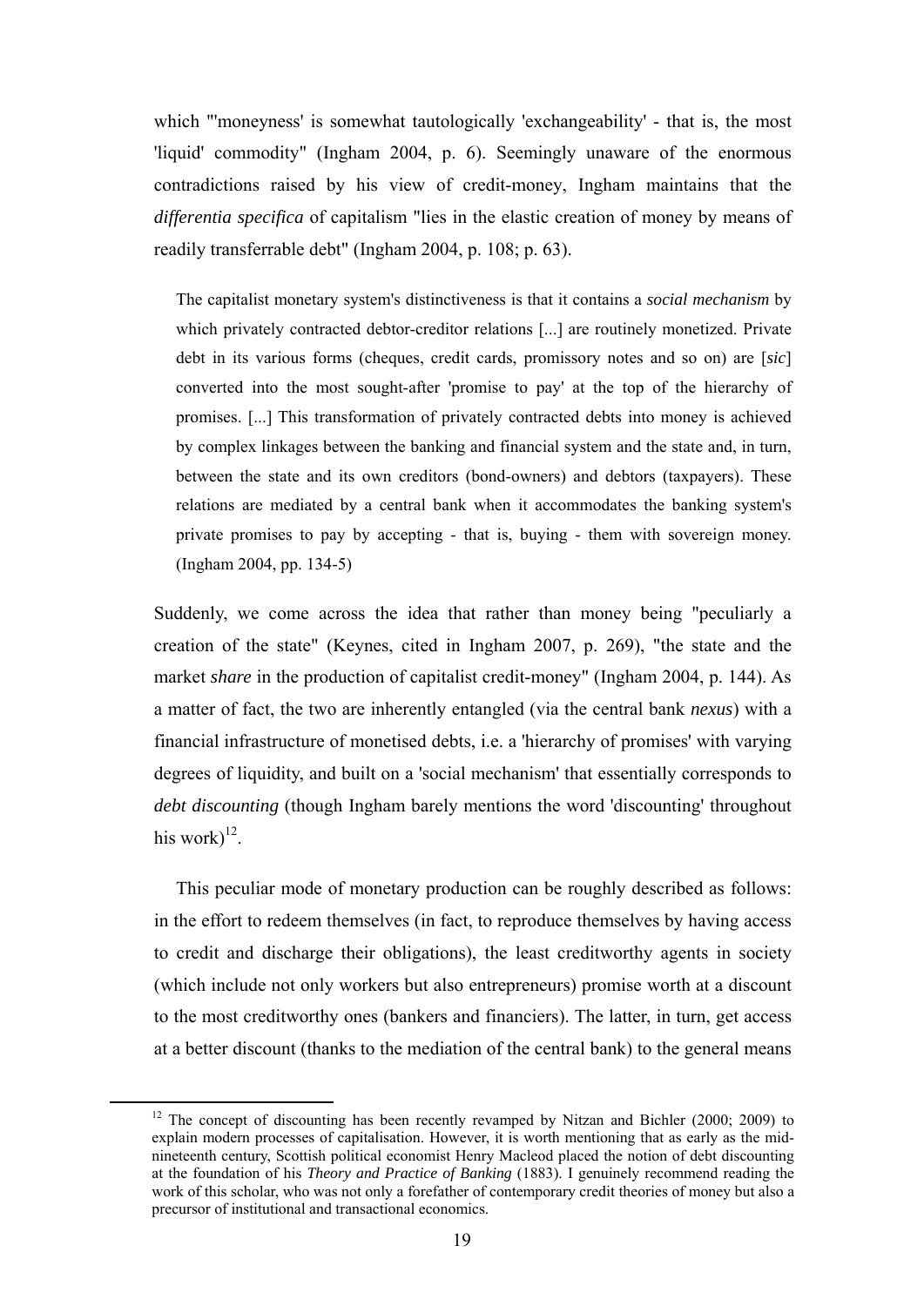which "'moneyness' is somewhat tautologically 'exchangeability' - that is, the most 'liquid' commodity" (Ingham 2004, p. 6). Seemingly unaware of the enormous contradictions raised by his view of credit-money, Ingham maintains that the *differentia specifica* of capitalism "lies in the elastic creation of money by means of readily transferrable debt" (Ingham 2004, p. 108; p. 63).

> The capitalist monetary system's distinctiveness is that it contains a *social mechanism* by which privately contracted debtor-creditor relations [...] are routinely monetized. Private debt in its various forms (cheques, credit cards, promissory notes and so on) are [*sic*] converted into the most sought-after 'promise to pay' at the top of the hierarchy of promises. [...] This transformation of privately contracted debts into money is achieved by complex linkages between the banking and financial system and the state and, in turn, between the state and its own creditors (bond-owners) and debtors (taxpayers). These relations are mediated by a central bank when it accommodates the banking system's private promises to pay by accepting - that is, buying - them with sovereign money. (Ingham 2004, pp. 134-5)

Suddenly, we come across the idea that rather than money being "peculiarly a creation of the state" (Keynes, cited in Ingham 2007, p. 269), "the state and the market *share* in the production of capitalist credit-money" (Ingham 2004, p. 144). As a matter of fact, the two are inherently entangled (via the central bank *nexus*) with a financial infrastructure of monetised debts, i.e. a 'hierarchy of promises' with varying degrees of liquidity, and built on a 'social mechanism' that essentially corresponds to *debt discounting* (though Ingham barely mentions the word 'discounting' throughout his work)[12].

This peculiar mode of monetary production can be roughly described as follows: in the effort to redeem themselves (in fact, to reproduce themselves by having access to credit and discharge their obligations), the least creditworthy agents in society (which include not only workers but also entrepreneurs) promise worth at a discount to the most creditworthy ones (bankers and financiers). The latter, in turn, get access at a better discount (thanks to the mediation of the central bank) to the general means

[12] The concept of discounting has been recently revamped by Nitzan and Bichler (2000; 2009) to explain modern processes of capitalisation. However, it is worth mentioning that as early as the mid-nineteenth century, Scottish political economist Henry Macleod placed the notion of debt discounting at the foundation of his *Theory and Practice of Banking* (1883). I genuinely recommend reading the work of this scholar, who was not only a forefather of contemporary credit theories of money but also a precursor of institutional and transactional economics.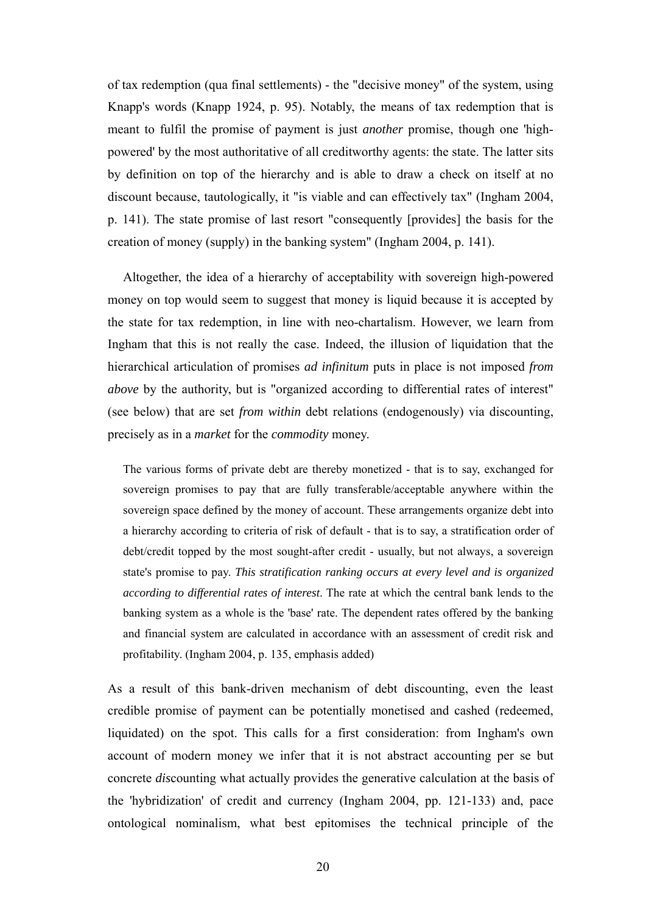of tax redemption (qua final settlements) - the "decisive money" of the system, using Knapp's words (Knapp 1924, p. 95). Notably, the means of tax redemption that is meant to fulfil the promise of payment is just *another* promise, though one 'high-powered' by the most authoritative of all creditworthy agents: the state. The latter sits by definition on top of the hierarchy and is able to draw a check on itself at no discount because, tautologically, it "is viable and can effectively tax" (Ingham 2004, p. 141). The state promise of last resort "consequently [provides] the basis for the creation of money (supply) in the banking system" (Ingham 2004, p. 141).

Altogether, the idea of a hierarchy of acceptability with sovereign high-powered money on top would seem to suggest that money is liquid because it is accepted by the state for tax redemption, in line with neo-chartalism. However, we learn from Ingham that this is not really the case. Indeed, the illusion of liquidation that the hierarchical articulation of promises *ad infinitum* puts in place is not imposed *from above* by the authority, but is "organized according to differential rates of interest" (see below) that are set *from within* debt relations (endogenously) via discounting, precisely as in a *market* for the *commodity* money.

> The various forms of private debt are thereby monetized - that is to say, exchanged for sovereign promises to pay that are fully transferable/acceptable anywhere within the sovereign space defined by the money of account. These arrangements organize debt into a hierarchy according to criteria of risk of default - that is to say, a stratification order of debt/credit topped by the most sought-after credit - usually, but not always, a sovereign state's promise to pay. *This stratification ranking occurs at every level and is organized according to differential rates of interest*. The rate at which the central bank lends to the banking system as a whole is the 'base' rate. The dependent rates offered by the banking and financial system are calculated in accordance with an assessment of credit risk and profitability. (Ingham 2004, p. 135, emphasis added)

As a result of this bank-driven mechanism of debt discounting, even the least credible promise of payment can be potentially monetised and cashed (redeemed, liquidated) on the spot. This calls for a first consideration: from Ingham's own account of modern money we infer that it is not abstract accounting per se but concrete *dis*counting what actually provides the generative calculation at the basis of the 'hybridization' of credit and currency (Ingham 2004, pp. 121-133) and, pace ontological nominalism, what best epitomises the technical principle of the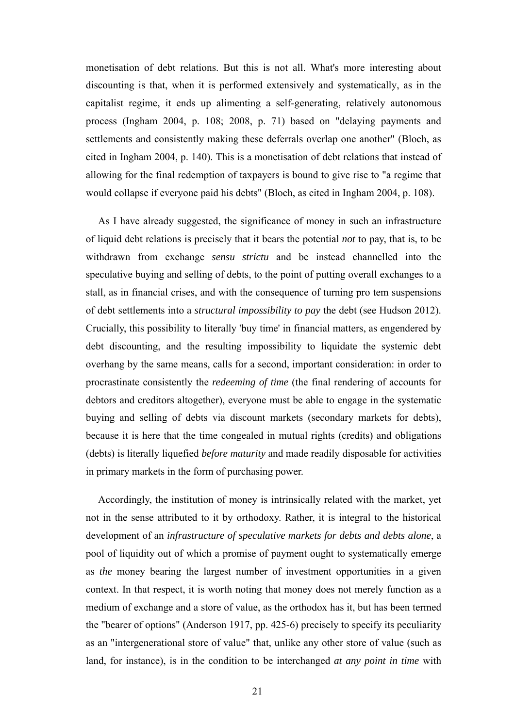monetisation of debt relations. But this is not all. What's more interesting about discounting is that, when it is performed extensively and systematically, as in the capitalist regime, it ends up alimenting a self-generating, relatively autonomous process (Ingham 2004, p. 108; 2008, p. 71) based on "delaying payments and settlements and consistently making these deferrals overlap one another" (Bloch, as cited in Ingham 2004, p. 140). This is a monetisation of debt relations that instead of allowing for the final redemption of taxpayers is bound to give rise to "a regime that would collapse if everyone paid his debts" (Bloch, as cited in Ingham 2004, p. 108).

As I have already suggested, the significance of money in such an infrastructure of liquid debt relations is precisely that it bears the potential *not* to pay, that is, to be withdrawn from exchange *sensu strictu* and be instead channelled into the speculative buying and selling of debts, to the point of putting overall exchanges to a stall, as in financial crises, and with the consequence of turning pro tem suspensions of debt settlements into a *structural impossibility to pay* the debt (see Hudson 2012). Crucially, this possibility to literally 'buy time' in financial matters, as engendered by debt discounting, and the resulting impossibility to liquidate the systemic debt overhang by the same means, calls for a second, important consideration: in order to procrastinate consistently the *redeeming of time* (the final rendering of accounts for debtors and creditors altogether), everyone must be able to engage in the systematic buying and selling of debts via discount markets (secondary markets for debts), because it is here that the time congealed in mutual rights (credits) and obligations (debts) is literally liquefied *before maturity* and made readily disposable for activities in primary markets in the form of purchasing power.

Accordingly, the institution of money is intrinsically related with the market, yet not in the sense attributed to it by orthodoxy. Rather, it is integral to the historical development of an *infrastructure of speculative markets for debts and debts alone*, a pool of liquidity out of which a promise of payment ought to systematically emerge as *the* money bearing the largest number of investment opportunities in a given context. In that respect, it is worth noting that money does not merely function as a medium of exchange and a store of value, as the orthodox has it, but has been termed the "bearer of options" (Anderson 1917, pp. 425-6) precisely to specify its peculiarity as an "intergenerational store of value" that, unlike any other store of value (such as land, for instance), is in the condition to be interchanged *at any point in time* with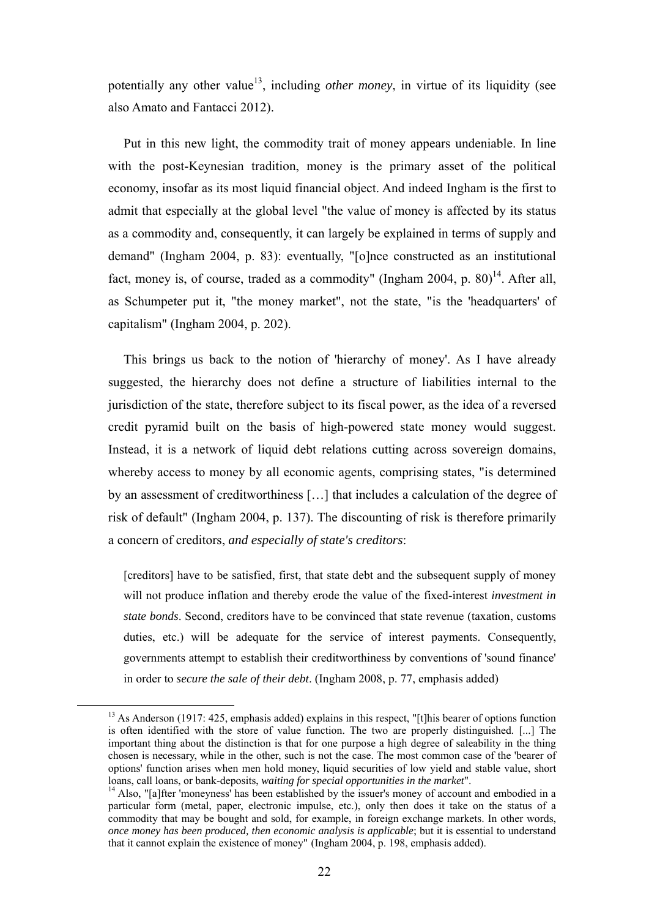potentially any other value[13], including *other money*, in virtue of its liquidity (see also Amato and Fantacci 2012).

Put in this new light, the commodity trait of money appears undeniable. In line with the post-Keynesian tradition, money is the primary asset of the political economy, insofar as its most liquid financial object. And indeed Ingham is the first to admit that especially at the global level "the value of money is affected by its status as a commodity and, consequently, it can largely be explained in terms of supply and demand" (Ingham 2004, p. 83): eventually, "[o]nce constructed as an institutional fact, money is, of course, traded as a commodity" (Ingham 2004, p. 80)[14]. After all, as Schumpeter put it, "the money market", not the state, "is the 'headquarters' of capitalism" (Ingham 2004, p. 202).

This brings us back to the notion of 'hierarchy of money'. As I have already suggested, the hierarchy does not define a structure of liabilities internal to the jurisdiction of the state, therefore subject to its fiscal power, as the idea of a reversed credit pyramid built on the basis of high-powered state money would suggest. Instead, it is a network of liquid debt relations cutting across sovereign domains, whereby access to money by all economic agents, comprising states, "is determined by an assessment of creditworthiness […] that includes a calculation of the degree of risk of default" (Ingham 2004, p. 137). The discounting of risk is therefore primarily a concern of creditors, *and especially of state's creditors*:

> [creditors] have to be satisfied, first, that state debt and the subsequent supply of money will not produce inflation and thereby erode the value of the fixed-interest *investment in state bonds*. Second, creditors have to be convinced that state revenue (taxation, customs duties, etc.) will be adequate for the service of interest payments. Consequently, governments attempt to establish their creditworthiness by conventions of 'sound finance' in order to *secure the sale of their debt*. (Ingham 2008, p. 77, emphasis added)

---

[13] As Anderson (1917: 425, emphasis added) explains in this respect, "[t]his bearer of options function is often identified with the store of value function. The two are properly distinguished. [...] The important thing about the distinction is that for one purpose a high degree of saleability in the thing chosen is necessary, while in the other, such is not the case. The most common case of the 'bearer of options' function arises when men hold money, liquid securities of low yield and stable value, short loans, call loans, or bank-deposits, *waiting for special opportunities in the market*".

[14] Also, "[a]fter 'moneyness' has been established by the issuer's money of account and embodied in a particular form (metal, paper, electronic impulse, etc.), only then does it take on the status of a commodity that may be bought and sold, for example, in foreign exchange markets. In other words, *once money has been produced, then economic analysis is applicable*; but it is essential to understand that it cannot explain the existence of money" (Ingham 2004, p. 198, emphasis added).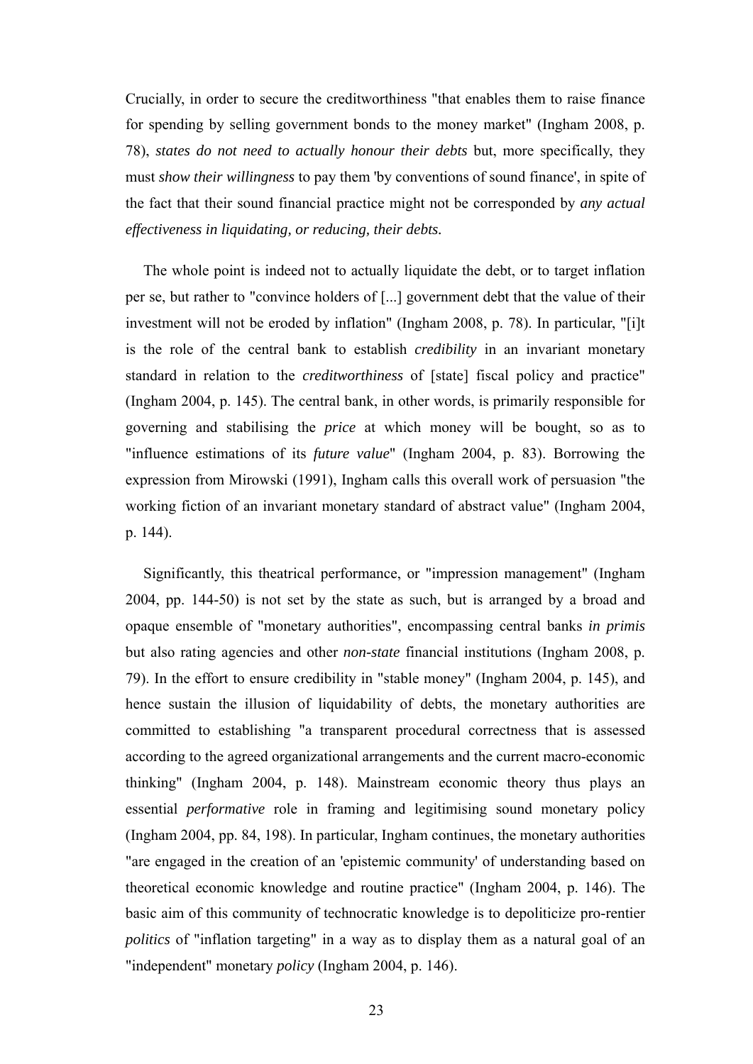Crucially, in order to secure the creditworthiness "that enables them to raise finance for spending by selling government bonds to the money market" (Ingham 2008, p. 78), *states do not need to actually honour their debts* but, more specifically, they must *show their willingness* to pay them 'by conventions of sound finance', in spite of the fact that their sound financial practice might not be corresponded by *any actual effectiveness in liquidating, or reducing, their debts.*

The whole point is indeed not to actually liquidate the debt, or to target inflation per se, but rather to "convince holders of [...] government debt that the value of their investment will not be eroded by inflation" (Ingham 2008, p. 78). In particular, "[i]t is the role of the central bank to establish *credibility* in an invariant monetary standard in relation to the *creditworthiness* of [state] fiscal policy and practice" (Ingham 2004, p. 145). The central bank, in other words, is primarily responsible for governing and stabilising the *price* at which money will be bought, so as to "influence estimations of its *future value*" (Ingham 2004, p. 83). Borrowing the expression from Mirowski (1991), Ingham calls this overall work of persuasion "the working fiction of an invariant monetary standard of abstract value" (Ingham 2004, p. 144).

Significantly, this theatrical performance, or "impression management" (Ingham 2004, pp. 144-50) is not set by the state as such, but is arranged by a broad and opaque ensemble of "monetary authorities", encompassing central banks *in primis* but also rating agencies and other *non-state* financial institutions (Ingham 2008, p. 79). In the effort to ensure credibility in "stable money" (Ingham 2004, p. 145), and hence sustain the illusion of liquidability of debts, the monetary authorities are committed to establishing "a transparent procedural correctness that is assessed according to the agreed organizational arrangements and the current macro-economic thinking" (Ingham 2004, p. 148). Mainstream economic theory thus plays an essential *performative* role in framing and legitimising sound monetary policy (Ingham 2004, pp. 84, 198). In particular, Ingham continues, the monetary authorities "are engaged in the creation of an 'epistemic community' of understanding based on theoretical economic knowledge and routine practice" (Ingham 2004, p. 146). The basic aim of this community of technocratic knowledge is to depoliticize pro-rentier *politics* of "inflation targeting" in a way as to display them as a natural goal of an "independent" monetary *policy* (Ingham 2004, p. 146).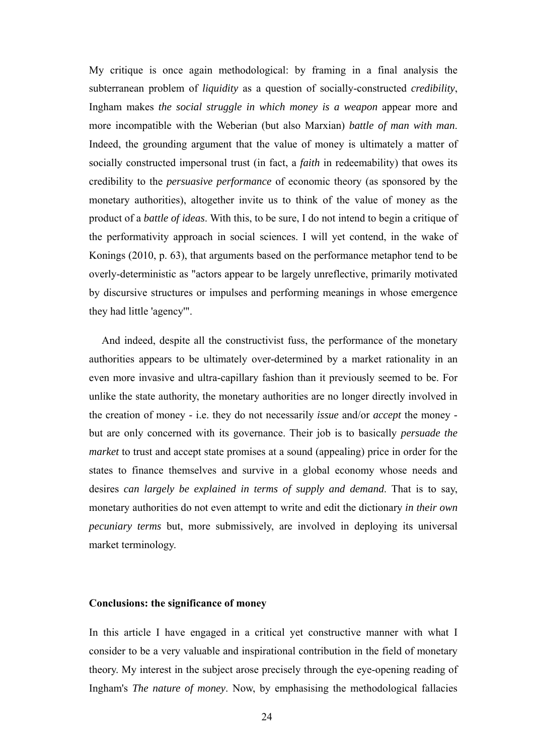My critique is once again methodological: by framing in a final analysis the subterranean problem of *liquidity* as a question of socially-constructed *credibility*, Ingham makes *the social struggle in which money is a weapon* appear more and more incompatible with the Weberian (but also Marxian) *battle of man with man*. Indeed, the grounding argument that the value of money is ultimately a matter of socially constructed impersonal trust (in fact, a *faith* in redeemability) that owes its credibility to the *persuasive performance* of economic theory (as sponsored by the monetary authorities), altogether invite us to think of the value of money as the product of a *battle of ideas*. With this, to be sure, I do not intend to begin a critique of the performativity approach in social sciences. I will yet contend, in the wake of Konings (2010, p. 63), that arguments based on the performance metaphor tend to be overly-deterministic as "actors appear to be largely unreflective, primarily motivated by discursive structures or impulses and performing meanings in whose emergence they had little 'agency'".

And indeed, despite all the constructivist fuss, the performance of the monetary authorities appears to be ultimately over-determined by a market rationality in an even more invasive and ultra-capillary fashion than it previously seemed to be. For unlike the state authority, the monetary authorities are no longer directly involved in the creation of money - i.e. they do not necessarily *issue* and/or *accept* the money - but are only concerned with its governance. Their job is to basically *persuade the market* to trust and accept state promises at a sound (appealing) price in order for the states to finance themselves and survive in a global economy whose needs and desires *can largely be explained in terms of supply and demand*. That is to say, monetary authorities do not even attempt to write and edit the dictionary *in their own pecuniary terms* but, more submissively, are involved in deploying its universal market terminology.

## Conclusions: the significance of money

In this article I have engaged in a critical yet constructive manner with what I consider to be a very valuable and inspirational contribution in the field of monetary theory. My interest in the subject arose precisely through the eye-opening reading of Ingham's *The nature of money*. Now, by emphasising the methodological fallacies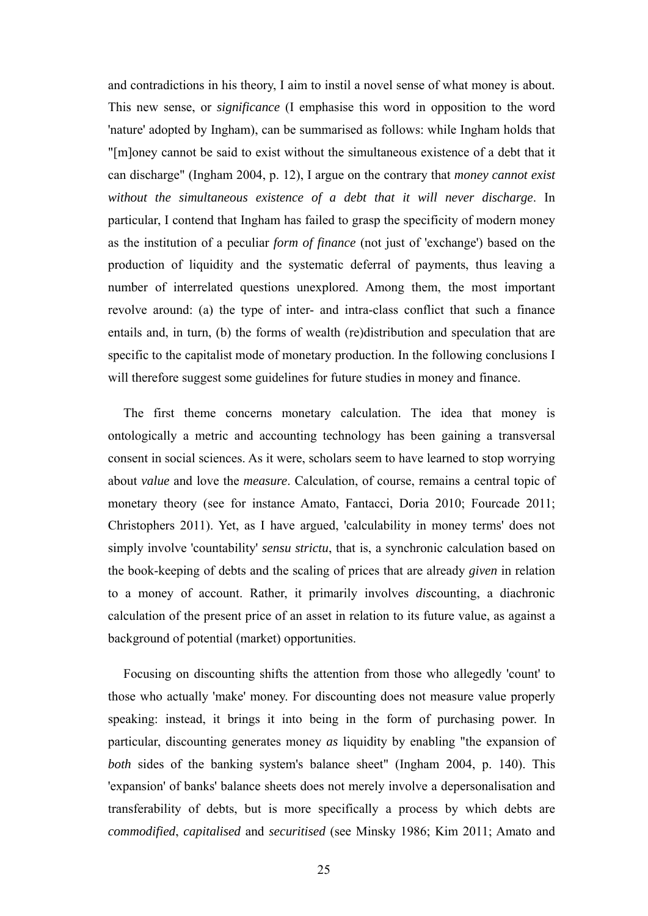and contradictions in his theory, I aim to instil a novel sense of what money is about. This new sense, or *significance* (I emphasise this word in opposition to the word 'nature' adopted by Ingham), can be summarised as follows: while Ingham holds that "[m]oney cannot be said to exist without the simultaneous existence of a debt that it can discharge" (Ingham 2004, p. 12), I argue on the contrary that *money cannot exist without the simultaneous existence of a debt that it will never discharge*. In particular, I contend that Ingham has failed to grasp the specificity of modern money as the institution of a peculiar *form of finance* (not just of 'exchange') based on the production of liquidity and the systematic deferral of payments, thus leaving a number of interrelated questions unexplored. Among them, the most important revolve around: (a) the type of inter- and intra-class conflict that such a finance entails and, in turn, (b) the forms of wealth (re)distribution and speculation that are specific to the capitalist mode of monetary production. In the following conclusions I will therefore suggest some guidelines for future studies in money and finance.

The first theme concerns monetary calculation. The idea that money is ontologically a metric and accounting technology has been gaining a transversal consent in social sciences. As it were, scholars seem to have learned to stop worrying about *value* and love the *measure*. Calculation, of course, remains a central topic of monetary theory (see for instance Amato, Fantacci, Doria 2010; Fourcade 2011; Christophers 2011). Yet, as I have argued, 'calculability in money terms' does not simply involve 'countability' *sensu strictu*, that is, a synchronic calculation based on the book-keeping of debts and the scaling of prices that are already *given* in relation to a money of account. Rather, it primarily involves *dis*counting, a diachronic calculation of the present price of an asset in relation to its future value, as against a background of potential (market) opportunities.

Focusing on discounting shifts the attention from those who allegedly 'count' to those who actually 'make' money. For discounting does not measure value properly speaking: instead, it brings it into being in the form of purchasing power. In particular, discounting generates money *as* liquidity by enabling "the expansion of *both* sides of the banking system's balance sheet" (Ingham 2004, p. 140). This 'expansion' of banks' balance sheets does not merely involve a depersonalisation and transferability of debts, but is more specifically a process by which debts are *commodified*, *capitalised* and *securitised* (see Minsky 1986; Kim 2011; Amato and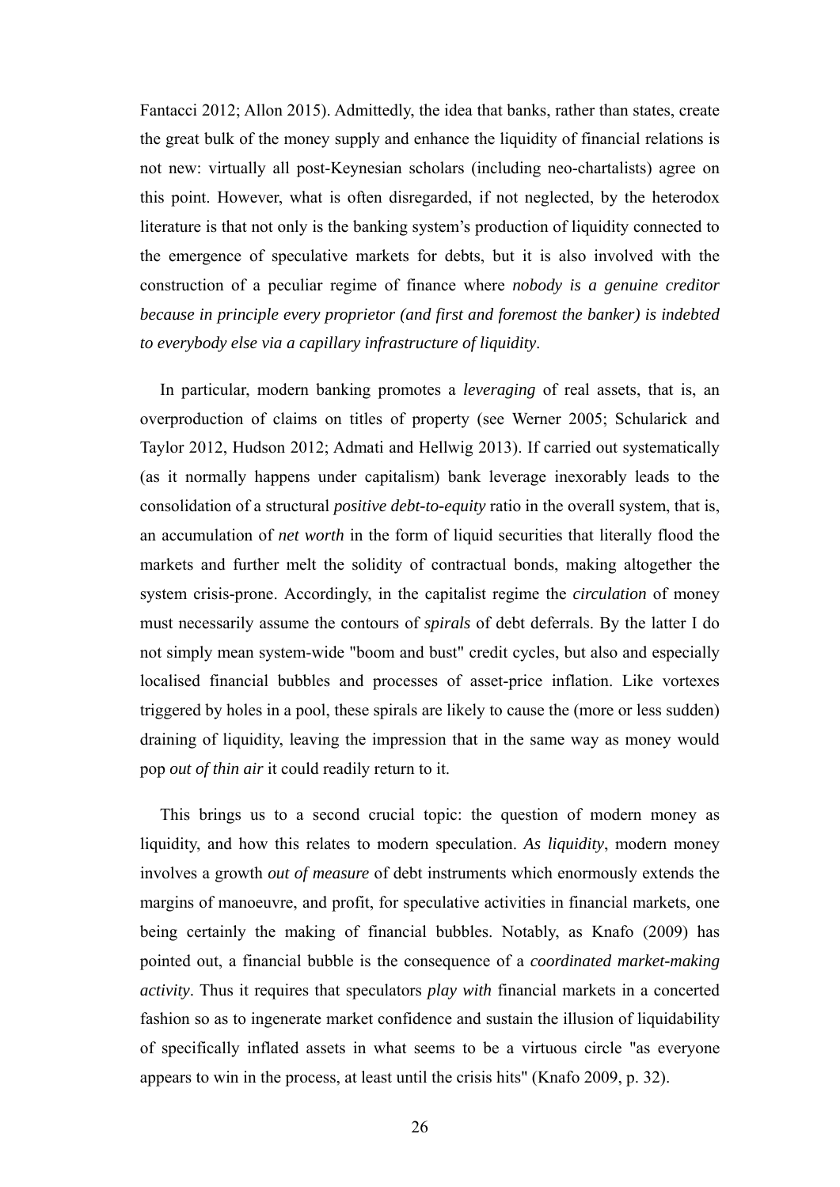Fantacci 2012; Allon 2015). Admittedly, the idea that banks, rather than states, create the great bulk of the money supply and enhance the liquidity of financial relations is not new: virtually all post-Keynesian scholars (including neo-chartalists) agree on this point. However, what is often disregarded, if not neglected, by the heterodox literature is that not only is the banking system's production of liquidity connected to the emergence of speculative markets for debts, but it is also involved with the construction of a peculiar regime of finance where *nobody is a genuine creditor because in principle every proprietor (and first and foremost the banker) is indebted to everybody else via a capillary infrastructure of liquidity*.

In particular, modern banking promotes a *leveraging* of real assets, that is, an overproduction of claims on titles of property (see Werner 2005; Schularick and Taylor 2012, Hudson 2012; Admati and Hellwig 2013). If carried out systematically (as it normally happens under capitalism) bank leverage inexorably leads to the consolidation of a structural *positive debt-to-equity* ratio in the overall system, that is, an accumulation of *net worth* in the form of liquid securities that literally flood the markets and further melt the solidity of contractual bonds, making altogether the system crisis-prone. Accordingly, in the capitalist regime the *circulation* of money must necessarily assume the contours of *spirals* of debt deferrals. By the latter I do not simply mean system-wide "boom and bust" credit cycles, but also and especially localised financial bubbles and processes of asset-price inflation. Like vortexes triggered by holes in a pool, these spirals are likely to cause the (more or less sudden) draining of liquidity, leaving the impression that in the same way as money would pop *out of thin air* it could readily return to it.

This brings us to a second crucial topic: the question of modern money as liquidity, and how this relates to modern speculation. *As liquidity*, modern money involves a growth *out of measure* of debt instruments which enormously extends the margins of manoeuvre, and profit, for speculative activities in financial markets, one being certainly the making of financial bubbles. Notably, as Knafo (2009) has pointed out, a financial bubble is the consequence of a *coordinated market-making activity*. Thus it requires that speculators *play with* financial markets in a concerted fashion so as to ingenerate market confidence and sustain the illusion of liquidability of specifically inflated assets in what seems to be a virtuous circle "as everyone appears to win in the process, at least until the crisis hits" (Knafo 2009, p. 32).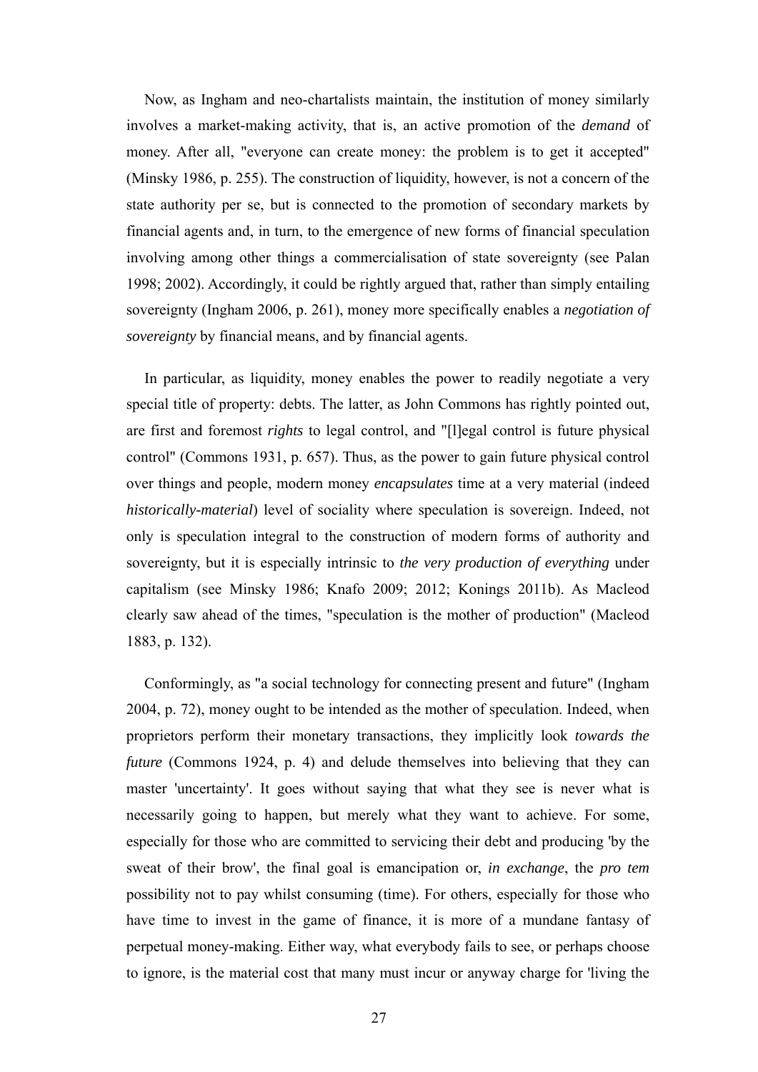Now, as Ingham and neo-chartalists maintain, the institution of money similarly involves a market-making activity, that is, an active promotion of the *demand* of money. After all, "everyone can create money: the problem is to get it accepted" (Minsky 1986, p. 255). The construction of liquidity, however, is not a concern of the state authority per se, but is connected to the promotion of secondary markets by financial agents and, in turn, to the emergence of new forms of financial speculation involving among other things a commercialisation of state sovereignty (see Palan 1998; 2002). Accordingly, it could be rightly argued that, rather than simply entailing sovereignty (Ingham 2006, p. 261), money more specifically enables a *negotiation of sovereignty* by financial means, and by financial agents.

In particular, as liquidity, money enables the power to readily negotiate a very special title of property: debts. The latter, as John Commons has rightly pointed out, are first and foremost *rights* to legal control, and "[l]egal control is future physical control" (Commons 1931, p. 657). Thus, as the power to gain future physical control over things and people, modern money *encapsulates* time at a very material (indeed *historically-material*) level of sociality where speculation is sovereign. Indeed, not only is speculation integral to the construction of modern forms of authority and sovereignty, but it is especially intrinsic to *the very production of everything* under capitalism (see Minsky 1986; Knafo 2009; 2012; Konings 2011b). As Macleod clearly saw ahead of the times, "speculation is the mother of production" (Macleod 1883, p. 132).

Conformingly, as "a social technology for connecting present and future" (Ingham 2004, p. 72), money ought to be intended as the mother of speculation. Indeed, when proprietors perform their monetary transactions, they implicitly look *towards the future* (Commons 1924, p. 4) and delude themselves into believing that they can master 'uncertainty'. It goes without saying that what they see is never what is necessarily going to happen, but merely what they want to achieve. For some, especially for those who are committed to servicing their debt and producing 'by the sweat of their brow', the final goal is emancipation or, *in exchange*, the *pro tem* possibility not to pay whilst consuming (time). For others, especially for those who have time to invest in the game of finance, it is more of a mundane fantasy of perpetual money-making. Either way, what everybody fails to see, or perhaps choose to ignore, is the material cost that many must incur or anyway charge for 'living the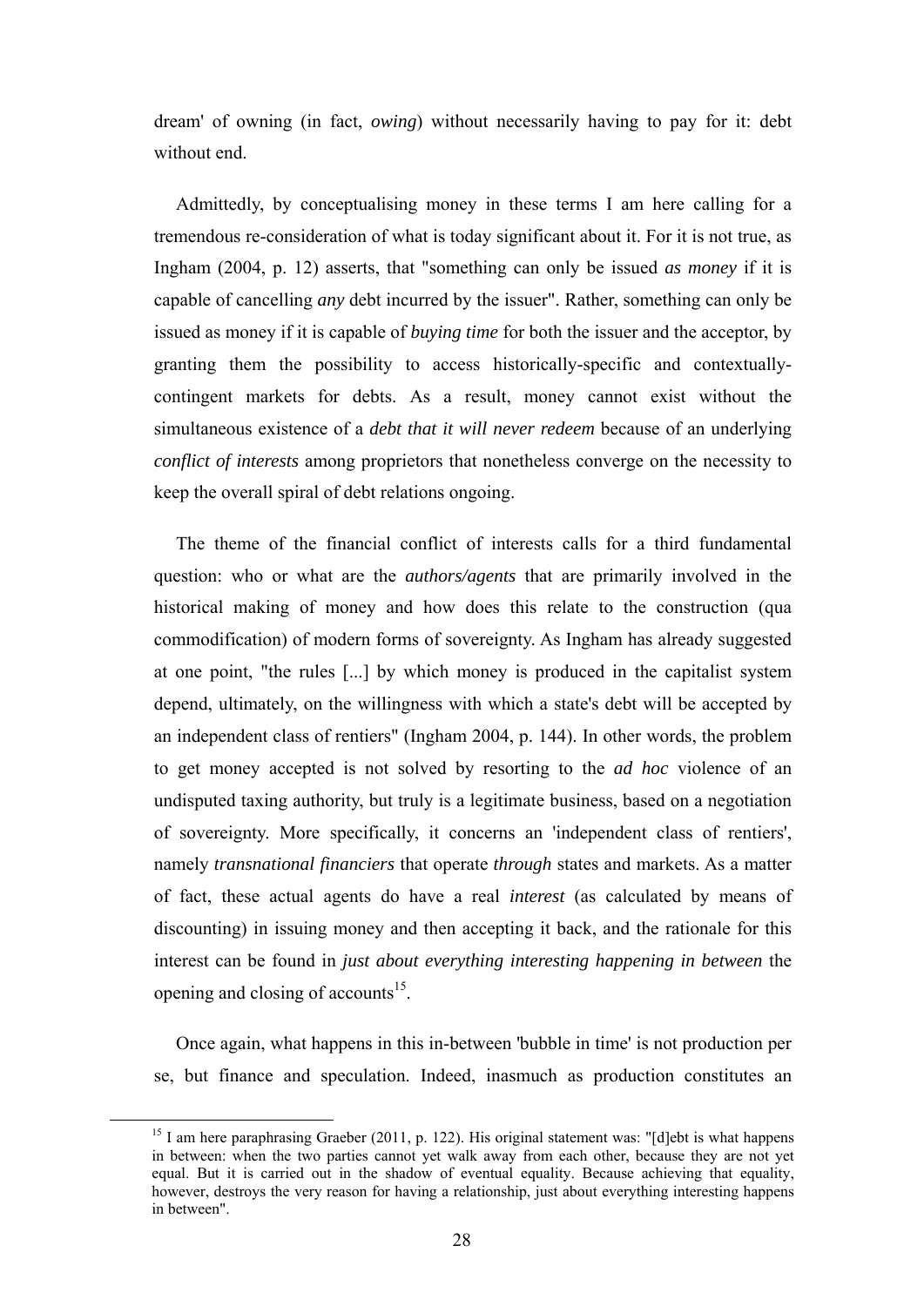dream' of owning (in fact, *owing*) without necessarily having to pay for it: debt without end.

Admittedly, by conceptualising money in these terms I am here calling for a tremendous re-consideration of what is today significant about it. For it is not true, as Ingham (2004, p. 12) asserts, that "something can only be issued *as money* if it is capable of cancelling *any* debt incurred by the issuer". Rather, something can only be issued as money if it is capable of *buying time* for both the issuer and the acceptor, by granting them the possibility to access historically-specific and contextually-contingent markets for debts. As a result, money cannot exist without the simultaneous existence of a *debt that it will never redeem* because of an underlying *conflict of interests* among proprietors that nonetheless converge on the necessity to keep the overall spiral of debt relations ongoing.

The theme of the financial conflict of interests calls for a third fundamental question: who or what are the *authors/agents* that are primarily involved in the historical making of money and how does this relate to the construction (qua commodification) of modern forms of sovereignty. As Ingham has already suggested at one point, "the rules [...] by which money is produced in the capitalist system depend, ultimately, on the willingness with which a state's debt will be accepted by an independent class of rentiers" (Ingham 2004, p. 144). In other words, the problem to get money accepted is not solved by resorting to the *ad hoc* violence of an undisputed taxing authority, but truly is a legitimate business, based on a negotiation of sovereignty. More specifically, it concerns an 'independent class of rentiers', namely *transnational financiers* that operate *through* states and markets. As a matter of fact, these actual agents do have a real *interest* (as calculated by means of discounting) in issuing money and then accepting it back, and the rationale for this interest can be found in *just about everything interesting happening in between* the opening and closing of accounts[15].

Once again, what happens in this in-between 'bubble in time' is not production per se, but finance and speculation. Indeed, inasmuch as production constitutes an

[15] I am here paraphrasing Graeber (2011, p. 122). His original statement was: "[d]ebt is what happens in between: when the two parties cannot yet walk away from each other, because they are not yet equal. But it is carried out in the shadow of eventual equality. Because achieving that equality, however, destroys the very reason for having a relationship, just about everything interesting happens in between".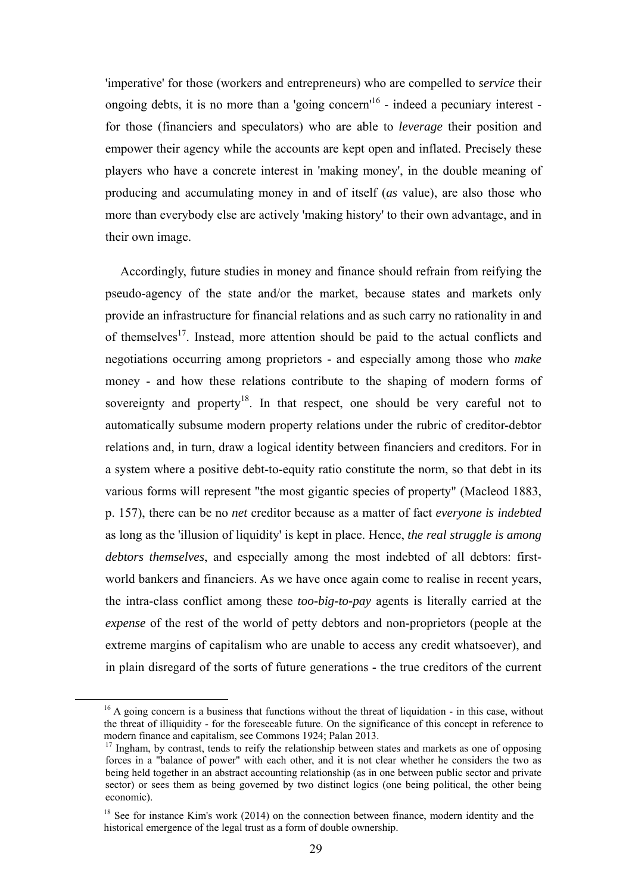'imperative' for those (workers and entrepreneurs) who are compelled to *service* their ongoing debts, it is no more than a 'going concern'[16] - indeed a pecuniary interest - for those (financiers and speculators) who are able to *leverage* their position and empower their agency while the accounts are kept open and inflated. Precisely these players who have a concrete interest in 'making money', in the double meaning of producing and accumulating money in and of itself (*as* value), are also those who more than everybody else are actively 'making history' to their own advantage, and in their own image.

Accordingly, future studies in money and finance should refrain from reifying the pseudo-agency of the state and/or the market, because states and markets only provide an infrastructure for financial relations and as such carry no rationality in and of themselves[17]. Instead, more attention should be paid to the actual conflicts and negotiations occurring among proprietors - and especially among those who *make* money - and how these relations contribute to the shaping of modern forms of sovereignty and property[18]. In that respect, one should be very careful not to automatically subsume modern property relations under the rubric of creditor-debtor relations and, in turn, draw a logical identity between financiers and creditors. For in a system where a positive debt-to-equity ratio constitute the norm, so that debt in its various forms will represent "the most gigantic species of property" (Macleod 1883, p. 157), there can be no *net* creditor because as a matter of fact *everyone is indebted* as long as the 'illusion of liquidity' is kept in place. Hence, *the real struggle is among debtors themselves*, and especially among the most indebted of all debtors: first-world bankers and financiers. As we have once again come to realise in recent years, the intra-class conflict among these *too-big-to-pay* agents is literally carried at the *expense* of the rest of the world of petty debtors and non-proprietors (people at the extreme margins of capitalism who are unable to access any credit whatsoever), and in plain disregard of the sorts of future generations - the true creditors of the current

[16] A going concern is a business that functions without the threat of liquidation - in this case, without the threat of illiquidity - for the foreseeable future. On the significance of this concept in reference to modern finance and capitalism, see Commons 1924; Palan 2013.

[17] Ingham, by contrast, tends to reify the relationship between states and markets as one of opposing forces in a "balance of power" with each other, and it is not clear whether he considers the two as being held together in an abstract accounting relationship (as in one between public sector and private sector) or sees them as being governed by two distinct logics (one being political, the other being economic).

[18] See for instance Kim's work (2014) on the connection between finance, modern identity and the historical emergence of the legal trust as a form of double ownership.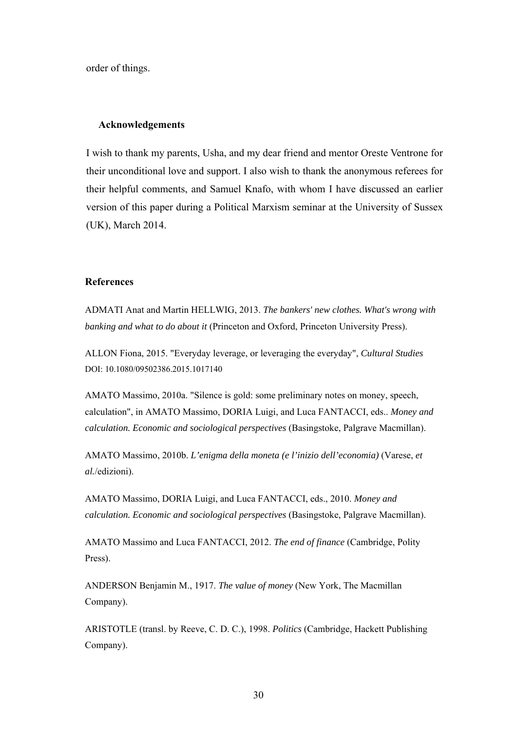order of things.

## Acknowledgements

I wish to thank my parents, Usha, and my dear friend and mentor Oreste Ventrone for their unconditional love and support. I also wish to thank the anonymous referees for their helpful comments, and Samuel Knafo, with whom I have discussed an earlier version of this paper during a Political Marxism seminar at the University of Sussex (UK), March 2014.

## References

ADMATI Anat and Martin HELLWIG, 2013. *The bankers' new clothes. What's wrong with banking and what to do about it* (Princeton and Oxford, Princeton University Press).

ALLON Fiona, 2015. "Everyday leverage, or leveraging the everyday", *Cultural Studies* DOI: 10.1080/09502386.2015.1017140

AMATO Massimo, 2010a. "Silence is gold: some preliminary notes on money, speech, calculation", in AMATO Massimo, DORIA Luigi, and Luca FANTACCI, eds.. *Money and calculation. Economic and sociological perspectives* (Basingstoke, Palgrave Macmillan).

AMATO Massimo, 2010b. *L'enigma della moneta (e l'inizio dell'economia)* (Varese, *et al.*/edizioni).

AMATO Massimo, DORIA Luigi, and Luca FANTACCI, eds., 2010. *Money and calculation. Economic and sociological perspectives* (Basingstoke, Palgrave Macmillan).

AMATO Massimo and Luca FANTACCI, 2012. *The end of finance* (Cambridge, Polity Press).

ANDERSON Benjamin M., 1917. *The value of money* (New York, The Macmillan Company).

ARISTOTLE (transl. by Reeve, C. D. C.), 1998. *Politics* (Cambridge, Hackett Publishing Company).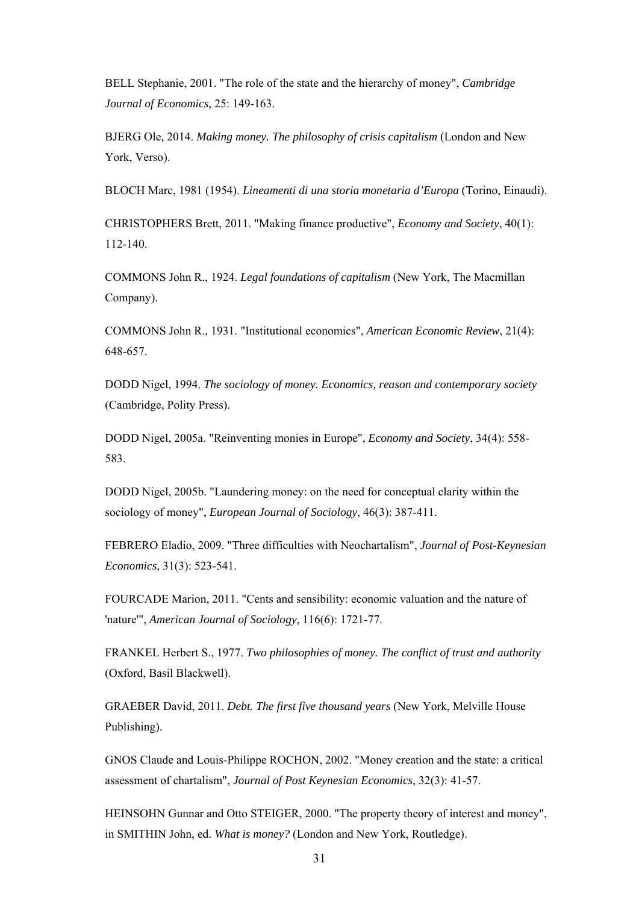BELL Stephanie, 2001. "The role of the state and the hierarchy of money", *Cambridge Journal of Economics*, 25: 149-163.

BJERG Ole, 2014. *Making money. The philosophy of crisis capitalism* (London and New York, Verso).

BLOCH Marc, 1981 (1954). *Lineamenti di una storia monetaria d'Europa* (Torino, Einaudi).

CHRISTOPHERS Brett, 2011. "Making finance productive", *Economy and Society*, 40(1): 112-140.

COMMONS John R., 1924. *Legal foundations of capitalism* (New York, The Macmillan Company).

COMMONS John R., 1931. "Institutional economics", *American Economic Review*, 21(4): 648-657.

DODD Nigel, 1994. *The sociology of money. Economics, reason and contemporary society* (Cambridge, Polity Press).

DODD Nigel, 2005a. "Reinventing monies in Europe", *Economy and Society*, 34(4): 558-583.

DODD Nigel, 2005b. "Laundering money: on the need for conceptual clarity within the sociology of money", *European Journal of Sociology*, 46(3): 387-411.

FEBRERO Eladio, 2009. "Three difficulties with Neochartalism", *Journal of Post-Keynesian Economics*, 31(3): 523-541.

FOURCADE Marion, 2011. "Cents and sensibility: economic valuation and the nature of 'nature'", *American Journal of Sociology*, 116(6): 1721-77.

FRANKEL Herbert S., 1977. *Two philosophies of money. The conflict of trust and authority* (Oxford, Basil Blackwell).

GRAEBER David, 2011. *Debt. The first five thousand years* (New York, Melville House Publishing).

GNOS Claude and Louis-Philippe ROCHON, 2002. "Money creation and the state: a critical assessment of chartalism", *Journal of Post Keynesian Economics*, 32(3): 41-57.

HEINSOHN Gunnar and Otto STEIGER, 2000. "The property theory of interest and money", in SMITHIN John, ed. *What is money?* (London and New York, Routledge).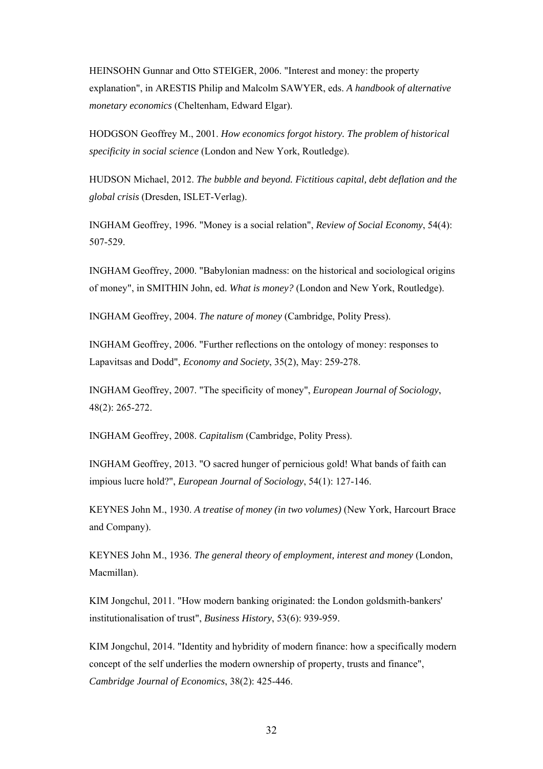HEINSOHN Gunnar and Otto STEIGER, 2006. "Interest and money: the property explanation", in ARESTIS Philip and Malcolm SAWYER, eds. *A handbook of alternative monetary economics* (Cheltenham, Edward Elgar).

HODGSON Geoffrey M., 2001. *How economics forgot history. The problem of historical specificity in social science* (London and New York, Routledge).

HUDSON Michael, 2012. *The bubble and beyond. Fictitious capital, debt deflation and the global crisis* (Dresden, ISLET-Verlag).

INGHAM Geoffrey, 1996. "Money is a social relation", *Review of Social Economy*, 54(4): 507-529.

INGHAM Geoffrey, 2000. "Babylonian madness: on the historical and sociological origins of money", in SMITHIN John, ed. *What is money?* (London and New York, Routledge).

INGHAM Geoffrey, 2004. *The nature of money* (Cambridge, Polity Press).

INGHAM Geoffrey, 2006. "Further reflections on the ontology of money: responses to Lapavitsas and Dodd", *Economy and Society*, 35(2), May: 259-278.

INGHAM Geoffrey, 2007. "The specificity of money", *European Journal of Sociology*, 48(2): 265-272.

INGHAM Geoffrey, 2008. *Capitalism* (Cambridge, Polity Press).

INGHAM Geoffrey, 2013. "O sacred hunger of pernicious gold! What bands of faith can impious lucre hold?", *European Journal of Sociology*, 54(1): 127-146.

KEYNES John M., 1930. *A treatise of money (in two volumes)* (New York, Harcourt Brace and Company).

KEYNES John M., 1936. *The general theory of employment, interest and money* (London, Macmillan).

KIM Jongchul, 2011. "How modern banking originated: the London goldsmith-bankers' institutionalisation of trust", *Business History*, 53(6): 939-959.

KIM Jongchul, 2014. "Identity and hybridity of modern finance: how a specifically modern concept of the self underlies the modern ownership of property, trusts and finance", *Cambridge Journal of Economics*, 38(2): 425-446.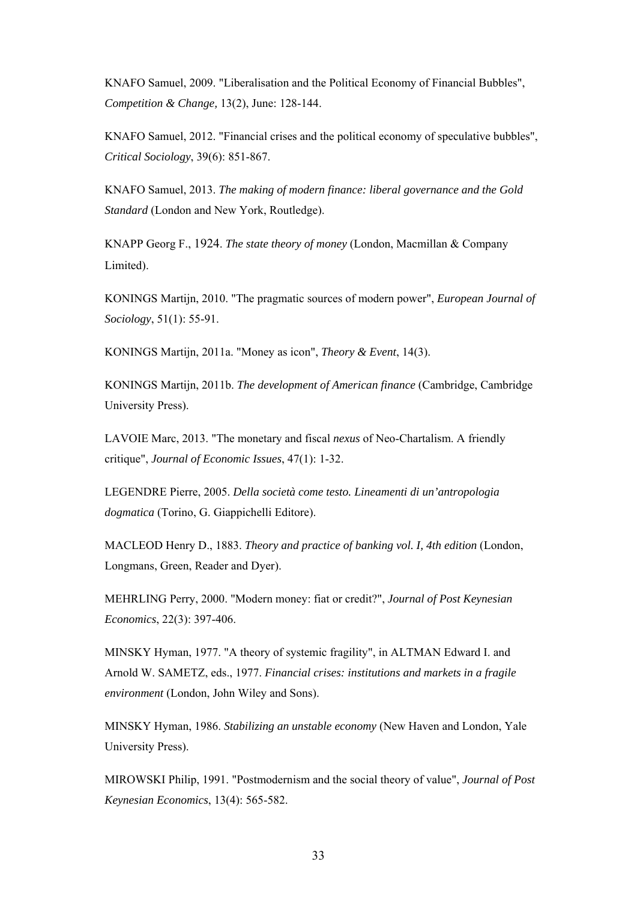KNAFO Samuel, 2009. "Liberalisation and the Political Economy of Financial Bubbles", *Competition & Change,* 13(2), June: 128-144.

KNAFO Samuel, 2012. "Financial crises and the political economy of speculative bubbles", *Critical Sociology*, 39(6): 851-867.

KNAFO Samuel, 2013. *The making of modern finance: liberal governance and the Gold Standard* (London and New York, Routledge).

KNAPP Georg F., 1924. *The state theory of money* (London, Macmillan & Company Limited).

KONINGS Martijn, 2010. "The pragmatic sources of modern power", *European Journal of Sociology*, 51(1): 55-91.

KONINGS Martijn, 2011a. "Money as icon", *Theory & Event*, 14(3).

KONINGS Martijn, 2011b. *The development of American finance* (Cambridge, Cambridge University Press).

LAVOIE Marc, 2013. "The monetary and fiscal *nexus* of Neo-Chartalism. A friendly critique", *Journal of Economic Issues*, 47(1): 1-32.

LEGENDRE Pierre, 2005. *Della società come testo. Lineamenti di un'antropologia dogmatica* (Torino, G. Giappichelli Editore).

MACLEOD Henry D., 1883. *Theory and practice of banking vol. I, 4th edition* (London, Longmans, Green, Reader and Dyer).

MEHRLING Perry, 2000. "Modern money: fiat or credit?", *Journal of Post Keynesian Economics*, 22(3): 397-406.

MINSKY Hyman, 1977. "A theory of systemic fragility", in ALTMAN Edward I. and Arnold W. SAMETZ, eds., 1977. *Financial crises: institutions and markets in a fragile environment* (London, John Wiley and Sons).

MINSKY Hyman, 1986. *Stabilizing an unstable economy* (New Haven and London, Yale University Press).

MIROWSKI Philip, 1991. "Postmodernism and the social theory of value", *Journal of Post Keynesian Economics*, 13(4): 565-582.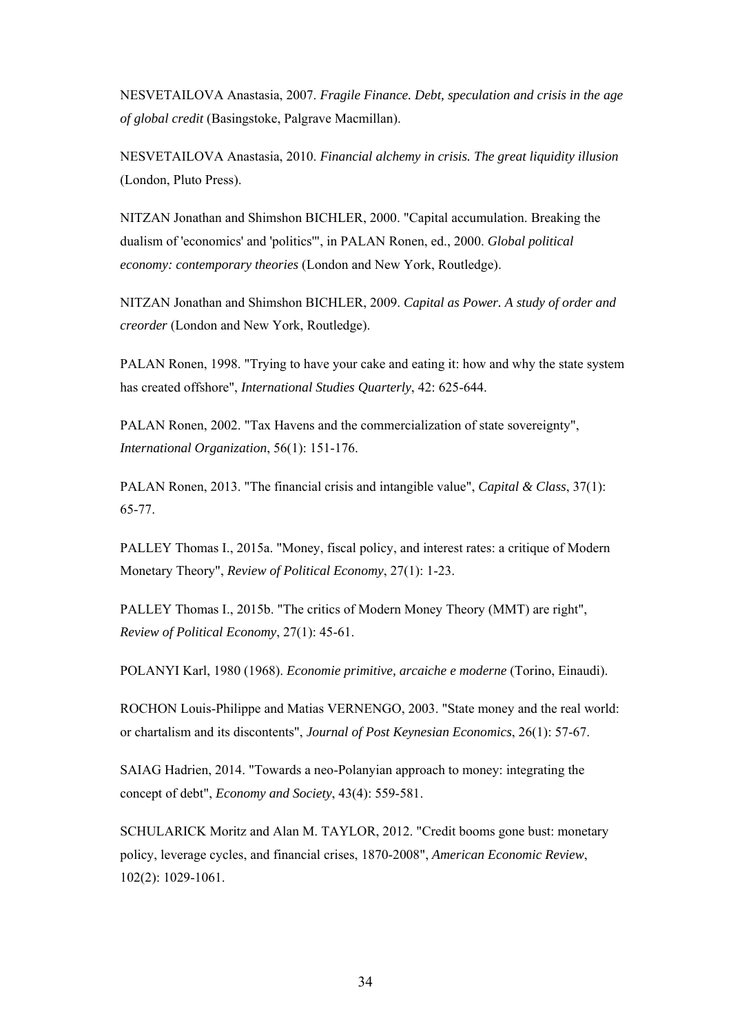NESVETAILOVA Anastasia, 2007. *Fragile Finance. Debt, speculation and crisis in the age of global credit* (Basingstoke, Palgrave Macmillan).

NESVETAILOVA Anastasia, 2010. *Financial alchemy in crisis. The great liquidity illusion* (London, Pluto Press).

NITZAN Jonathan and Shimshon BICHLER, 2000. "Capital accumulation. Breaking the dualism of 'economics' and 'politics'", in PALAN Ronen, ed., 2000. *Global political economy: contemporary theories* (London and New York, Routledge).

NITZAN Jonathan and Shimshon BICHLER, 2009. *Capital as Power. A study of order and creorder* (London and New York, Routledge).

PALAN Ronen, 1998. "Trying to have your cake and eating it: how and why the state system has created offshore", *International Studies Quarterly*, 42: 625-644.

PALAN Ronen, 2002. "Tax Havens and the commercialization of state sovereignty", *International Organization*, 56(1): 151-176.

PALAN Ronen, 2013. "The financial crisis and intangible value", *Capital & Class*, 37(1): 65-77.

PALLEY Thomas I., 2015a. "Money, fiscal policy, and interest rates: a critique of Modern Monetary Theory", *Review of Political Economy*, 27(1): 1-23.

PALLEY Thomas I., 2015b. "The critics of Modern Money Theory (MMT) are right", *Review of Political Economy*, 27(1): 45-61.

POLANYI Karl, 1980 (1968). *Economie primitive, arcaiche e moderne* (Torino, Einaudi).

ROCHON Louis-Philippe and Matias VERNENGO, 2003. "State money and the real world: or chartalism and its discontents", *Journal of Post Keynesian Economics*, 26(1): 57-67.

SAIAG Hadrien, 2014. "Towards a neo-Polanyian approach to money: integrating the concept of debt", *Economy and Society*, 43(4): 559-581.

SCHULARICK Moritz and Alan M. TAYLOR, 2012. "Credit booms gone bust: monetary policy, leverage cycles, and financial crises, 1870-2008", *American Economic Review*, 102(2): 1029-1061.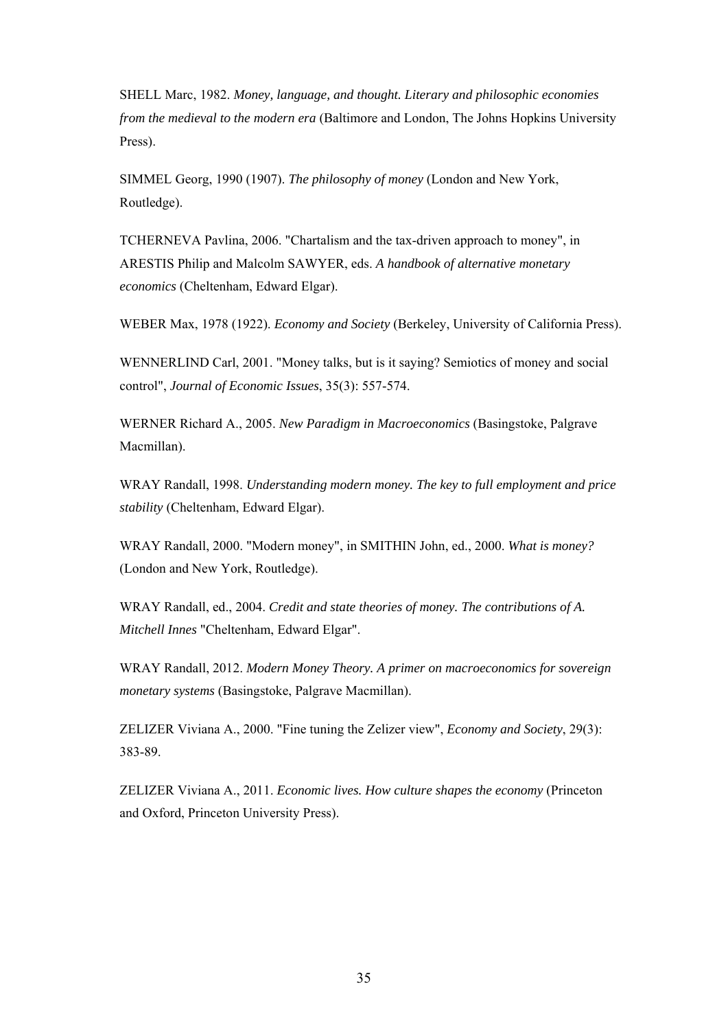SHELL Marc, 1982. *Money, language, and thought. Literary and philosophic economies from the medieval to the modern era* (Baltimore and London, The Johns Hopkins University Press).

SIMMEL Georg, 1990 (1907). *The philosophy of money* (London and New York, Routledge).

TCHERNEVA Pavlina, 2006. "Chartalism and the tax-driven approach to money", in ARESTIS Philip and Malcolm SAWYER, eds. *A handbook of alternative monetary economics* (Cheltenham, Edward Elgar).

WEBER Max, 1978 (1922). *Economy and Society* (Berkeley, University of California Press).

WENNERLIND Carl, 2001. "Money talks, but is it saying? Semiotics of money and social control", *Journal of Economic Issues*, 35(3): 557-574.

WERNER Richard A., 2005. *New Paradigm in Macroeconomics* (Basingstoke, Palgrave Macmillan).

WRAY Randall, 1998. *Understanding modern money. The key to full employment and price stability* (Cheltenham, Edward Elgar).

WRAY Randall, 2000. "Modern money", in SMITHIN John, ed., 2000. *What is money?* (London and New York, Routledge).

WRAY Randall, ed., 2004. *Credit and state theories of money. The contributions of A. Mitchell Innes* "Cheltenham, Edward Elgar".

WRAY Randall, 2012. *Modern Money Theory. A primer on macroeconomics for sovereign monetary systems* (Basingstoke, Palgrave Macmillan).

ZELIZER Viviana A., 2000. "Fine tuning the Zelizer view", *Economy and Society*, 29(3): 383-89.

ZELIZER Viviana A., 2011. *Economic lives. How culture shapes the economy* (Princeton and Oxford, Princeton University Press).